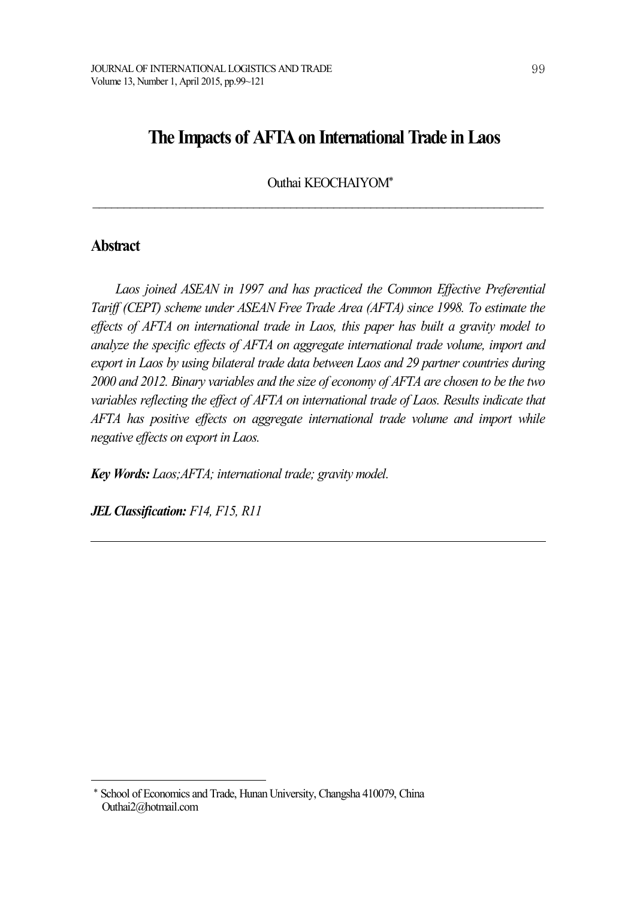# The Impacts of AFTA on International Trade in Laos

Outhai KEOCHAIYOM[*]

## Abstract

*Laos joined ASEAN in 1997 and has practiced the Common Effective Preferential Tariff (CEPT) scheme under ASEAN Free Trade Area (AFTA) since 1998. To estimate the effects of AFTA on international trade in Laos, this paper has built a gravity model to analyze the specific effects of AFTA on aggregate international trade volume, import and export in Laos by using bilateral trade data between Laos and 29 partner countries during 2000 and 2012. Binary variables and the size of economy of AFTA are chosen to be the two variables reflecting the effect of AFTA on international trade of Laos. Results indicate that AFTA has positive effects on aggregate international trade volume and import while negative effects on export in Laos.*

***Key Words:*** *Laos;AFTA; international trade; gravity model.*

***JEL Classification:*** *F14, F15, R11*

---

[*] School of Economics and Trade, Hunan University, Changsha 410079, China
Outhai2@hotmail.com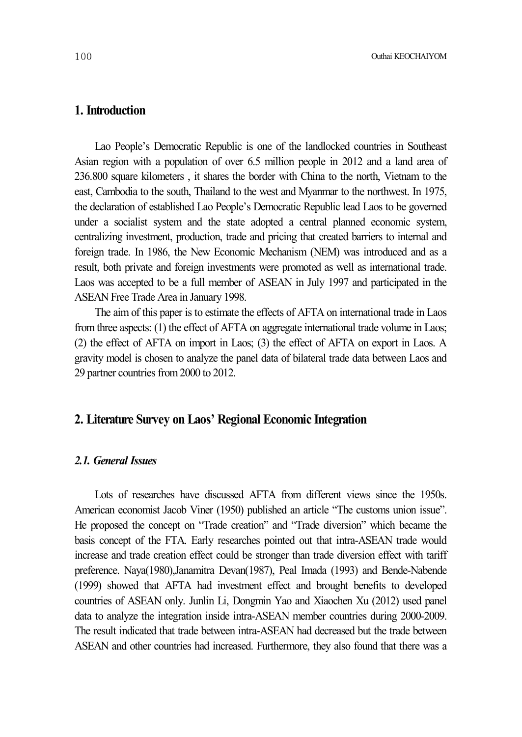## 1. Introduction

Lao People's Democratic Republic is one of the landlocked countries in Southeast Asian region with a population of over 6.5 million people in 2012 and a land area of 236.800 square kilometers , it shares the border with China to the north, Vietnam to the east, Cambodia to the south, Thailand to the west and Myanmar to the northwest. In 1975, the declaration of established Lao People's Democratic Republic lead Laos to be governed under a socialist system and the state adopted a central planned economic system, centralizing investment, production, trade and pricing that created barriers to internal and foreign trade. In 1986, the New Economic Mechanism (NEM) was introduced and as a result, both private and foreign investments were promoted as well as international trade. Laos was accepted to be a full member of ASEAN in July 1997 and participated in the ASEAN Free Trade Area in January 1998.

The aim of this paper is to estimate the effects of AFTA on international trade in Laos from three aspects: (1) the effect of AFTA on aggregate international trade volume in Laos; (2) the effect of AFTA on import in Laos; (3) the effect of AFTA on export in Laos. A gravity model is chosen to analyze the panel data of bilateral trade data between Laos and 29 partner countries from 2000 to 2012.

## 2. Literature Survey on Laos' Regional Economic Integration

### *2.1. General Issues*

Lots of researches have discussed AFTA from different views since the 1950s. American economist Jacob Viner (1950) published an article "The customs union issue". He proposed the concept on "Trade creation" and "Trade diversion" which became the basis concept of the FTA. Early researches pointed out that intra-ASEAN trade would increase and trade creation effect could be stronger than trade diversion effect with tariff preference. Naya(1980),Janamitra Devan(1987), Peal Imada (1993) and Bende-Nabende (1999) showed that AFTA had investment effect and brought benefits to developed countries of ASEAN only. Junlin Li, Dongmin Yao and Xiaochen Xu (2012) used panel data to analyze the integration inside intra-ASEAN member countries during 2000-2009. The result indicated that trade between intra-ASEAN had decreased but the trade between ASEAN and other countries had increased. Furthermore, they also found that there was a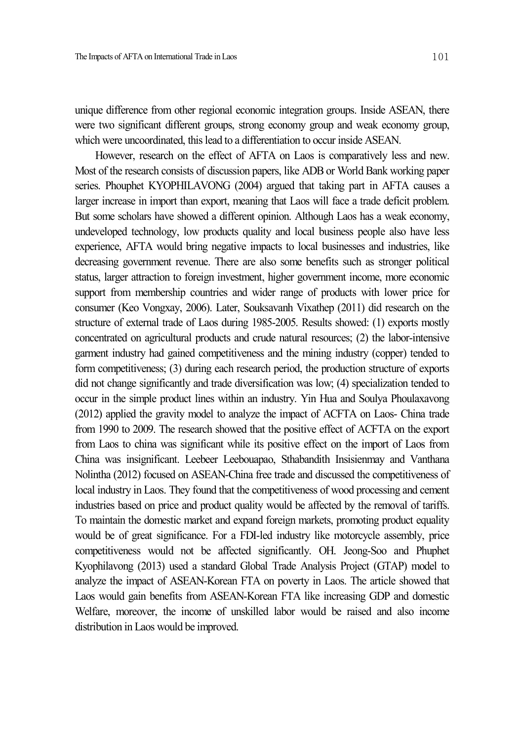unique difference from other regional economic integration groups. Inside ASEAN, there were two significant different groups, strong economy group and weak economy group, which were uncoordinated, this lead to a differentiation to occur inside ASEAN.

However, research on the effect of AFTA on Laos is comparatively less and new. Most of the research consists of discussion papers, like ADB or World Bank working paper series. Phouphet KYOPHILAVONG (2004) argued that taking part in AFTA causes a larger increase in import than export, meaning that Laos will face a trade deficit problem. But some scholars have showed a different opinion. Although Laos has a weak economy, undeveloped technology, low products quality and local business people also have less experience, AFTA would bring negative impacts to local businesses and industries, like decreasing government revenue. There are also some benefits such as stronger political status, larger attraction to foreign investment, higher government income, more economic support from membership countries and wider range of products with lower price for consumer (Keo Vongxay, 2006). Later, Souksavanh Vixathep (2011) did research on the structure of external trade of Laos during 1985-2005. Results showed: (1) exports mostly concentrated on agricultural products and crude natural resources; (2) the labor-intensive garment industry had gained competitiveness and the mining industry (copper) tended to form competitiveness; (3) during each research period, the production structure of exports did not change significantly and trade diversification was low; (4) specialization tended to occur in the simple product lines within an industry. Yin Hua and Soulya Phoulaxavong (2012) applied the gravity model to analyze the impact of ACFTA on Laos- China trade from 1990 to 2009. The research showed that the positive effect of ACFTA on the export from Laos to china was significant while its positive effect on the import of Laos from China was insignificant. Leebeer Leebouapao, Sthabandith Insisienmay and Vanthana Nolintha (2012) focused on ASEAN-China free trade and discussed the competitiveness of local industry in Laos. They found that the competitiveness of wood processing and cement industries based on price and product quality would be affected by the removal of tariffs. To maintain the domestic market and expand foreign markets, promoting product equality would be of great significance. For a FDI-led industry like motorcycle assembly, price competitiveness would not be affected significantly. OH. Jeong-Soo and Phuphet Kyophilavong (2013) used a standard Global Trade Analysis Project (GTAP) model to analyze the impact of ASEAN-Korean FTA on poverty in Laos. The article showed that Laos would gain benefits from ASEAN-Korean FTA like increasing GDP and domestic Welfare, moreover, the income of unskilled labor would be raised and also income distribution in Laos would be improved.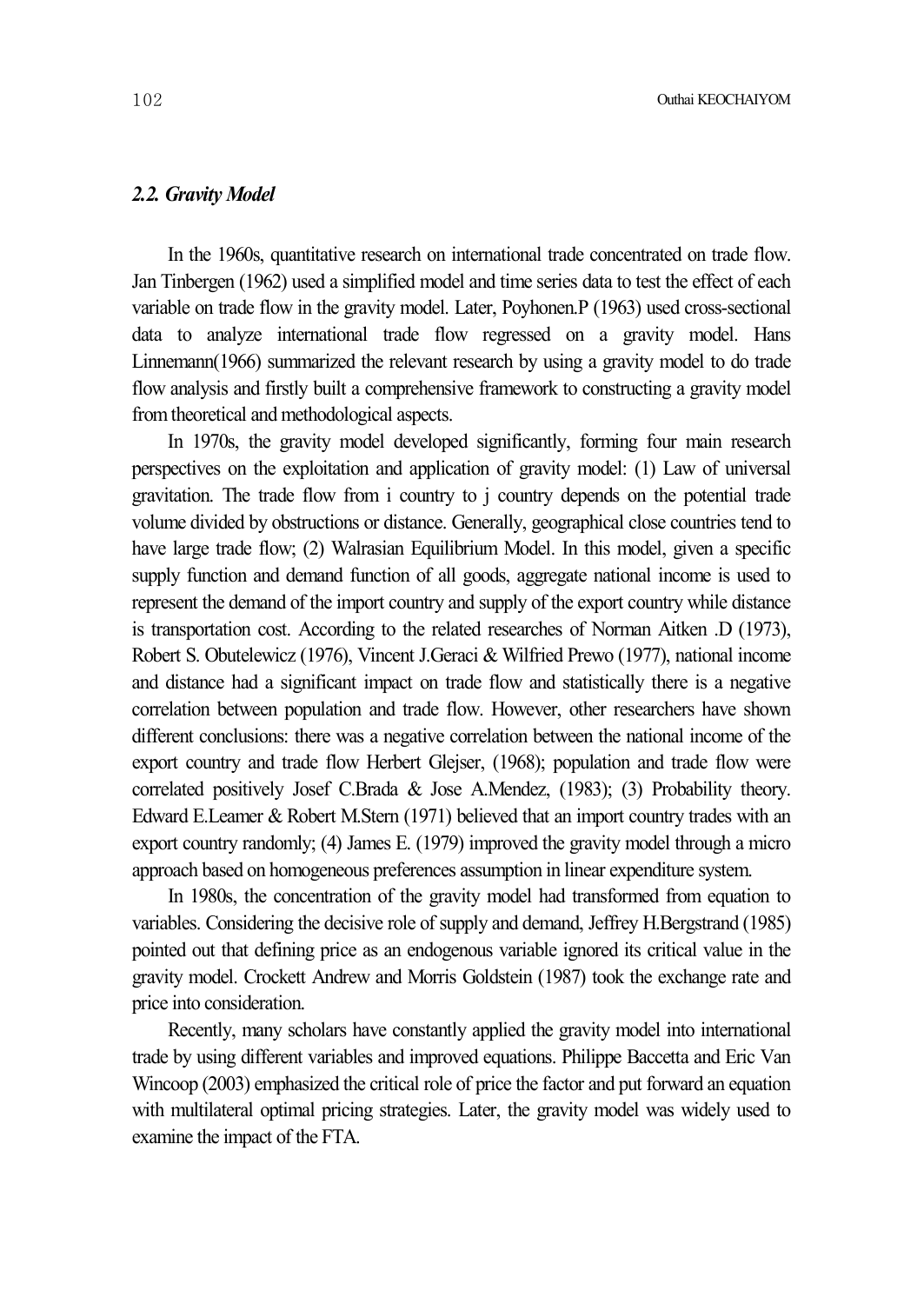### *2.2. Gravity Model*

In the 1960s, quantitative research on international trade concentrated on trade flow. Jan Tinbergen (1962) used a simplified model and time series data to test the effect of each variable on trade flow in the gravity model. Later, Poyhonen.P (1963) used cross-sectional data to analyze international trade flow regressed on a gravity model. Hans Linnemann(1966) summarized the relevant research by using a gravity model to do trade flow analysis and firstly built a comprehensive framework to constructing a gravity model from theoretical and methodological aspects.

In 1970s, the gravity model developed significantly, forming four main research perspectives on the exploitation and application of gravity model: (1) Law of universal gravitation. The trade flow from i country to j country depends on the potential trade volume divided by obstructions or distance. Generally, geographical close countries tend to have large trade flow; (2) Walrasian Equilibrium Model. In this model, given a specific supply function and demand function of all goods, aggregate national income is used to represent the demand of the import country and supply of the export country while distance is transportation cost. According to the related researches of Norman Aitken .D (1973), Robert S. Obutelewicz (1976), Vincent J.Geraci & Wilfried Prewo (1977), national income and distance had a significant impact on trade flow and statistically there is a negative correlation between population and trade flow. However, other researchers have shown different conclusions: there was a negative correlation between the national income of the export country and trade flow Herbert Glejser, (1968); population and trade flow were correlated positively Josef C.Brada & Jose A.Mendez, (1983); (3) Probability theory. Edward E.Leamer & Robert M.Stern (1971) believed that an import country trades with an export country randomly; (4) James E. (1979) improved the gravity model through a micro approach based on homogeneous preferences assumption in linear expenditure system.

In 1980s, the concentration of the gravity model had transformed from equation to variables. Considering the decisive role of supply and demand, Jeffrey H.Bergstrand (1985) pointed out that defining price as an endogenous variable ignored its critical value in the gravity model. Crockett Andrew and Morris Goldstein (1987) took the exchange rate and price into consideration.

Recently, many scholars have constantly applied the gravity model into international trade by using different variables and improved equations. Philippe Baccetta and Eric Van Wincoop (2003) emphasized the critical role of price the factor and put forward an equation with multilateral optimal pricing strategies. Later, the gravity model was widely used to examine the impact of the FTA.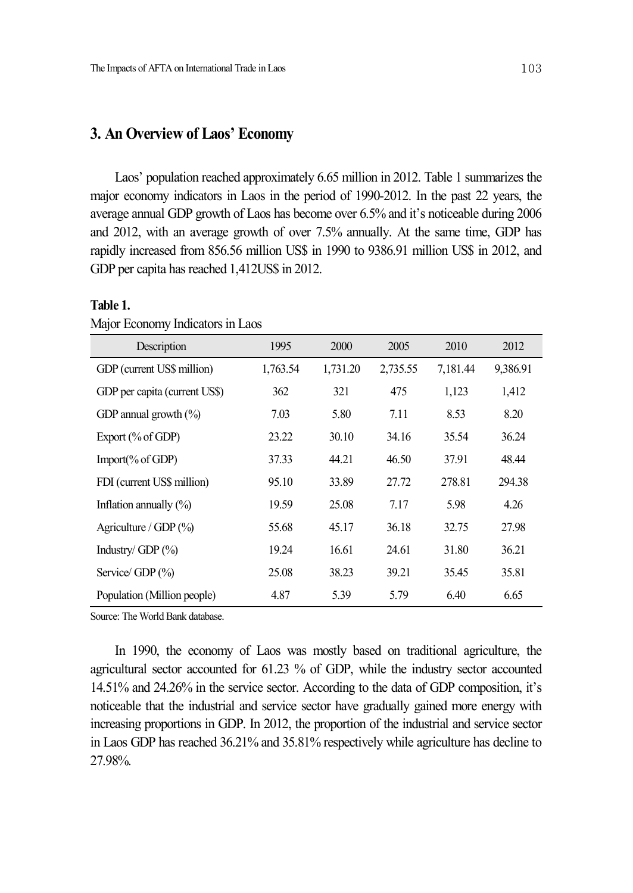## 3. An Overview of Laos' Economy

Laos' population reached approximately 6.65 million in 2012. Table 1 summarizes the major economy indicators in Laos in the period of 1990-2012. In the past 22 years, the average annual GDP growth of Laos has become over 6.5% and it's noticeable during 2006 and 2012, with an average growth of over 7.5% annually. At the same time, GDP has rapidly increased from 856.56 million US$ in 1990 to 9386.91 million US$ in 2012, and GDP per capita has reached 1,412US$ in 2012.

**Table 1.**

Major Economy Indicators in Laos

| Description | 1995 | 2000 | 2005 | 2010 | 2012 |
|---|---|---|---|---|---|
| GDP (current US$ million) | 1,763.54 | 1,731.20 | 2,735.55 | 7,181.44 | 9,386.91 |
| GDP per capita (current US$) | 362 | 321 | 475 | 1,123 | 1,412 |
| GDP annual growth (%) | 7.03 | 5.80 | 7.11 | 8.53 | 8.20 |
| Export (% of GDP) | 23.22 | 30.10 | 34.16 | 35.54 | 36.24 |
| Import(% of GDP) | 37.33 | 44.21 | 46.50 | 37.91 | 48.44 |
| FDI (current US$ million) | 95.10 | 33.89 | 27.72 | 278.81 | 294.38 |
| Inflation annually (%) | 19.59 | 25.08 | 7.17 | 5.98 | 4.26 |
| Agriculture / GDP (%) | 55.68 | 45.17 | 36.18 | 32.75 | 27.98 |
| Industry/ GDP (%) | 19.24 | 16.61 | 24.61 | 31.80 | 36.21 |
| Service/ GDP (%) | 25.08 | 38.23 | 39.21 | 35.45 | 35.81 |
| Population (Million people) | 4.87 | 5.39 | 5.79 | 6.40 | 6.65 |

Source: The World Bank database.

In 1990, the economy of Laos was mostly based on traditional agriculture, the agricultural sector accounted for 61.23 % of GDP, while the industry sector accounted 14.51% and 24.26% in the service sector. According to the data of GDP composition, it's noticeable that the industrial and service sector have gradually gained more energy with increasing proportions in GDP. In 2012, the proportion of the industrial and service sector in Laos GDP has reached 36.21% and 35.81% respectively while agriculture has decline to 27.98%.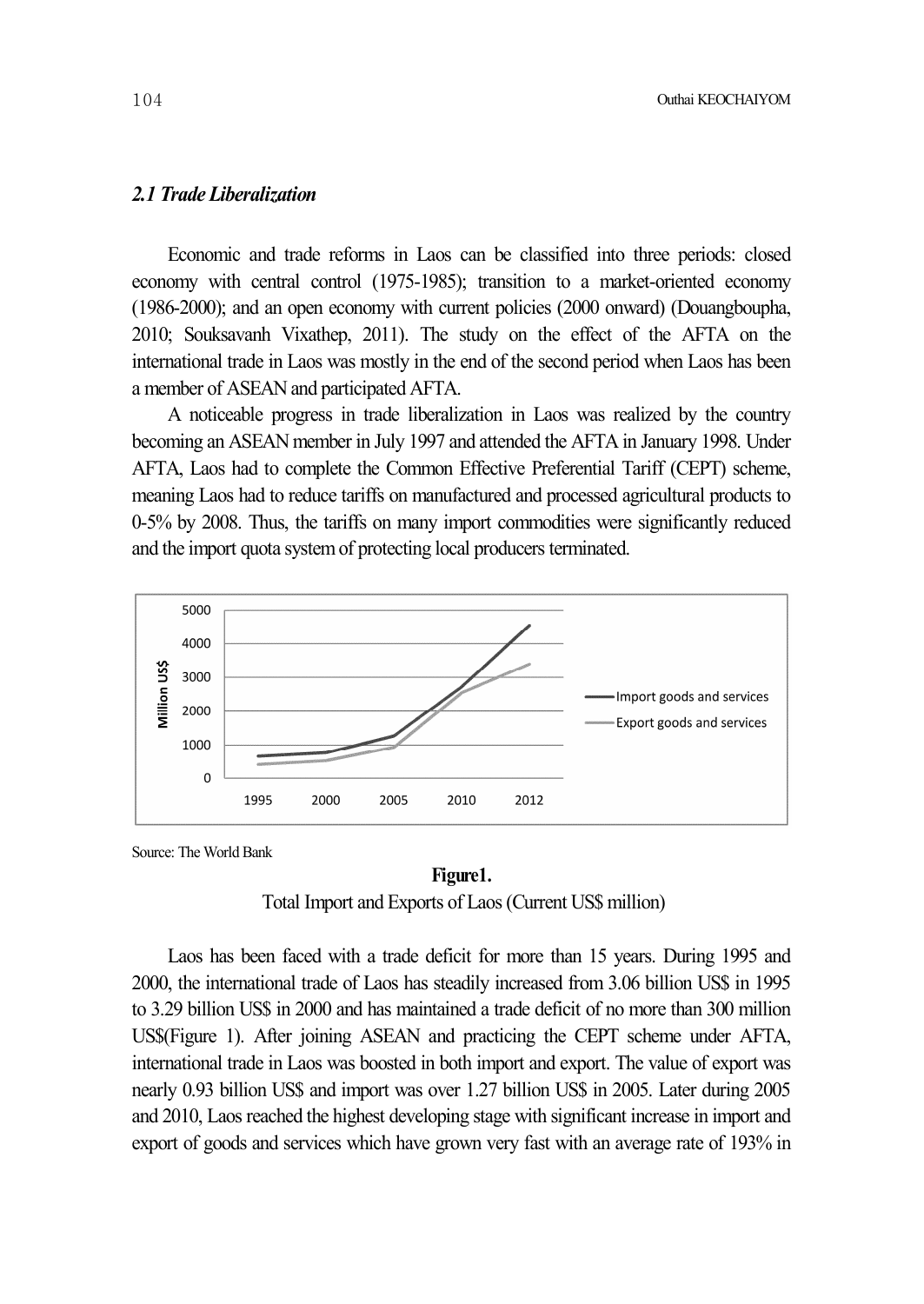### *2.1 Trade Liberalization*

Economic and trade reforms in Laos can be classified into three periods: closed economy with central control (1975-1985); transition to a market-oriented economy (1986-2000); and an open economy with current policies (2000 onward) (Douangboupha, 2010; Souksavanh Vixathep, 2011). The study on the effect of the AFTA on the international trade in Laos was mostly in the end of the second period when Laos has been a member of ASEAN and participated AFTA.

A noticeable progress in trade liberalization in Laos was realized by the country becoming an ASEAN member in July 1997 and attended the AFTA in January 1998. Under AFTA, Laos had to complete the Common Effective Preferential Tariff (CEPT) scheme, meaning Laos had to reduce tariffs on manufactured and processed agricultural products to 0-5% by 2008. Thus, the tariffs on many import commodities were significantly reduced and the import quota system of protecting local producers terminated.

Source: The World Bank

**Figure1.**

Total Import and Exports of Laos (Current US$ million)

Laos has been faced with a trade deficit for more than 15 years. During 1995 and 2000, the international trade of Laos has steadily increased from 3.06 billion US$ in 1995 to 3.29 billion US$ in 2000 and has maintained a trade deficit of no more than 300 million US$(Figure 1). After joining ASEAN and practicing the CEPT scheme under AFTA, international trade in Laos was boosted in both import and export. The value of export was nearly 0.93 billion US$ and import was over 1.27 billion US$ in 2005. Later during 2005 and 2010, Laos reached the highest developing stage with significant increase in import and export of goods and services which have grown very fast with an average rate of 193% in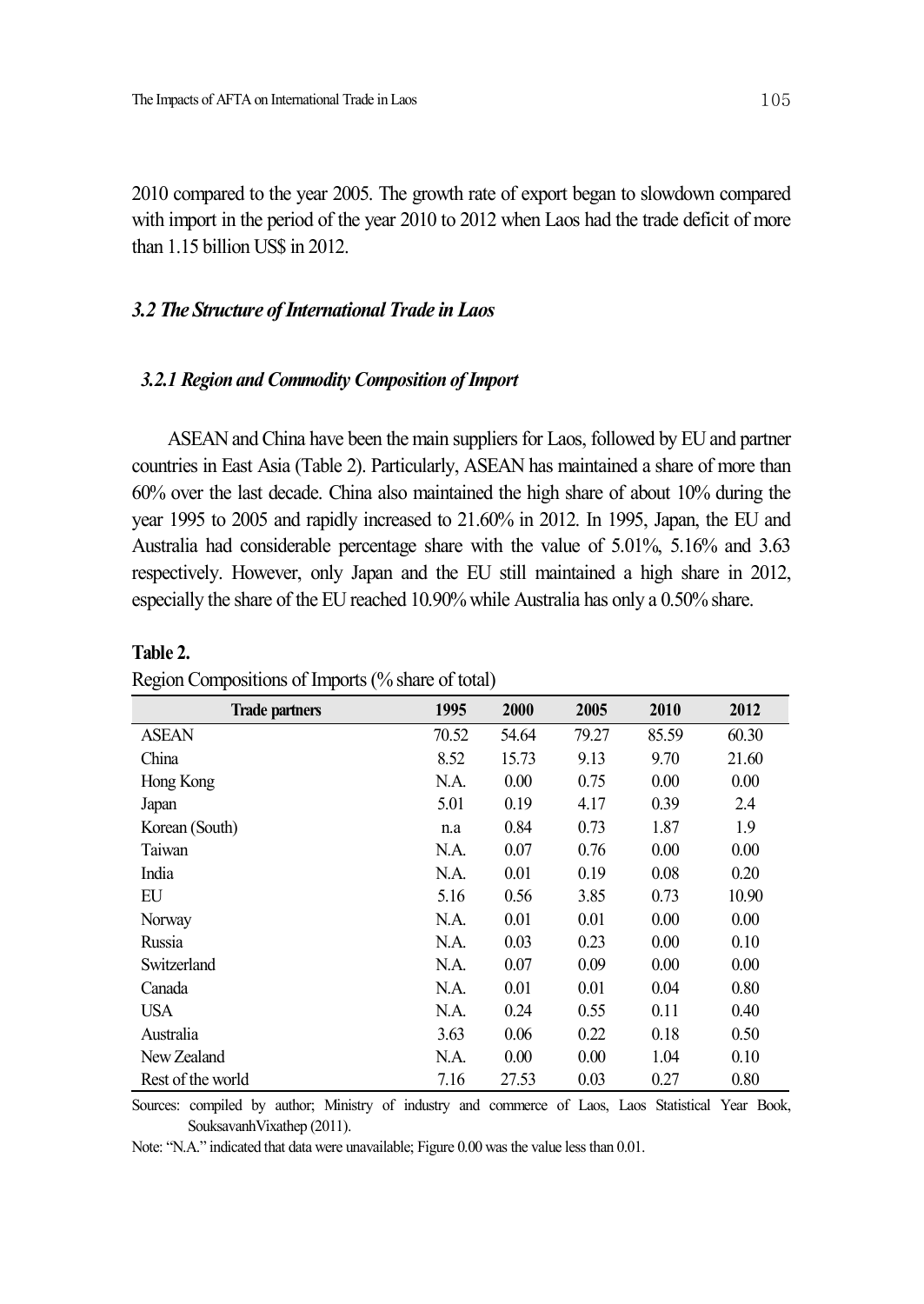2010 compared to the year 2005. The growth rate of export began to slowdown compared with import in the period of the year 2010 to 2012 when Laos had the trade deficit of more than 1.15 billion US$ in 2012.

### *3.2 The Structure of International Trade in Laos*

#### *3.2.1 Region and Commodity Composition of Import*

ASEAN and China have been the main suppliers for Laos, followed by EU and partner countries in East Asia (Table 2). Particularly, ASEAN has maintained a share of more than 60% over the last decade. China also maintained the high share of about 10% during the year 1995 to 2005 and rapidly increased to 21.60% in 2012. In 1995, Japan, the EU and Australia had considerable percentage share with the value of 5.01%, 5.16% and 3.63 respectively. However, only Japan and the EU still maintained a high share in 2012, especially the share of the EU reached 10.90% while Australia has only a 0.50% share.

**Table 2.**

Region Compositions of Imports (% share of total)

| Trade partners | 1995 | 2000 | 2005 | 2010 | 2012 |
|---|---|---|---|---|---|
| ASEAN | 70.52 | 54.64 | 79.27 | 85.59 | 60.30 |
| China | 8.52 | 15.73 | 9.13 | 9.70 | 21.60 |
| Hong Kong | N.A. | 0.00 | 0.75 | 0.00 | 0.00 |
| Japan | 5.01 | 0.19 | 4.17 | 0.39 | 2.4 |
| Korean (South) | n.a | 0.84 | 0.73 | 1.87 | 1.9 |
| Taiwan | N.A. | 0.07 | 0.76 | 0.00 | 0.00 |
| India | N.A. | 0.01 | 0.19 | 0.08 | 0.20 |
| EU | 5.16 | 0.56 | 3.85 | 0.73 | 10.90 |
| Norway | N.A. | 0.01 | 0.01 | 0.00 | 0.00 |
| Russia | N.A. | 0.03 | 0.23 | 0.00 | 0.10 |
| Switzerland | N.A. | 0.07 | 0.09 | 0.00 | 0.00 |
| Canada | N.A. | 0.01 | 0.01 | 0.04 | 0.80 |
| USA | N.A. | 0.24 | 0.55 | 0.11 | 0.40 |
| Australia | 3.63 | 0.06 | 0.22 | 0.18 | 0.50 |
| New Zealand | N.A. | 0.00 | 0.00 | 1.04 | 0.10 |
| Rest of the world | 7.16 | 27.53 | 0.03 | 0.27 | 0.80 |

Sources: compiled by author; Ministry of industry and commerce of Laos, Laos Statistical Year Book, SouksavanhVixathep (2011).

Note: "N.A." indicated that data were unavailable; Figure 0.00 was the value less than 0.01.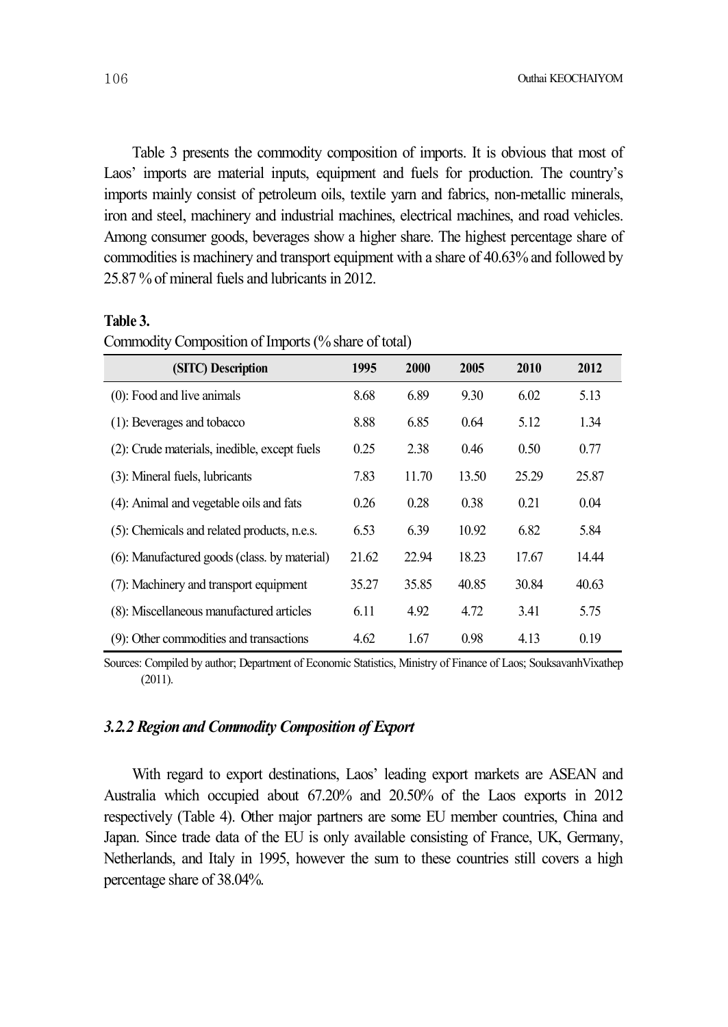Table 3 presents the commodity composition of imports. It is obvious that most of Laos' imports are material inputs, equipment and fuels for production. The country's imports mainly consist of petroleum oils, textile yarn and fabrics, non-metallic minerals, iron and steel, machinery and industrial machines, electrical machines, and road vehicles. Among consumer goods, beverages show a higher share. The highest percentage share of commodities is machinery and transport equipment with a share of 40.63% and followed by 25.87 % of mineral fuels and lubricants in 2012.

**Table 3.**

Commodity Composition of Imports (% share of total)

| (SITC) Description | 1995 | 2000 | 2005 | 2010 | 2012 |
|---|---|---|---|---|---|
| (0): Food and live animals | 8.68 | 6.89 | 9.30 | 6.02 | 5.13 |
| (1): Beverages and tobacco | 8.88 | 6.85 | 0.64 | 5.12 | 1.34 |
| (2): Crude materials, inedible, except fuels | 0.25 | 2.38 | 0.46 | 0.50 | 0.77 |
| (3): Mineral fuels, lubricants | 7.83 | 11.70 | 13.50 | 25.29 | 25.87 |
| (4): Animal and vegetable oils and fats | 0.26 | 0.28 | 0.38 | 0.21 | 0.04 |
| (5): Chemicals and related products, n.e.s. | 6.53 | 6.39 | 10.92 | 6.82 | 5.84 |
| (6): Manufactured goods (class. by material) | 21.62 | 22.94 | 18.23 | 17.67 | 14.44 |
| (7): Machinery and transport equipment | 35.27 | 35.85 | 40.85 | 30.84 | 40.63 |
| (8): Miscellaneous manufactured articles | 6.11 | 4.92 | 4.72 | 3.41 | 5.75 |
| (9): Other commodities and transactions | 4.62 | 1.67 | 0.98 | 4.13 | 0.19 |

Sources: Compiled by author; Department of Economic Statistics, Ministry of Finance of Laos; SouksavanhVixathep (2011).

### *3.2.2 Region and Commodity Composition of Export*

With regard to export destinations, Laos' leading export markets are ASEAN and Australia which occupied about 67.20% and 20.50% of the Laos exports in 2012 respectively (Table 4). Other major partners are some EU member countries, China and Japan. Since trade data of the EU is only available consisting of France, UK, Germany, Netherlands, and Italy in 1995, however the sum to these countries still covers a high percentage share of 38.04%.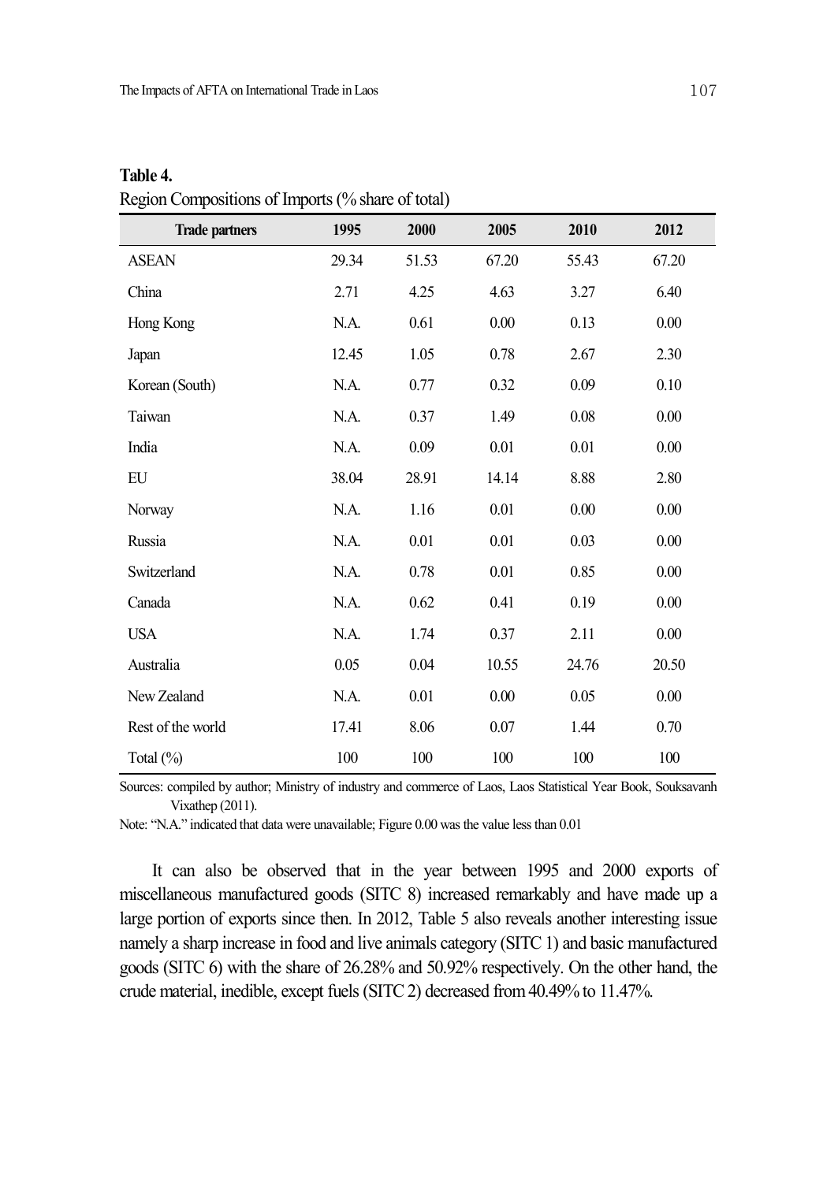**Table 4.**
Region Compositions of Imports (% share of total)

| Trade partners | 1995 | 2000 | 2005 | 2010 | 2012 |
|---|---|---|---|---|---|
| ASEAN | 29.34 | 51.53 | 67.20 | 55.43 | 67.20 |
| China | 2.71 | 4.25 | 4.63 | 3.27 | 6.40 |
| Hong Kong | N.A. | 0.61 | 0.00 | 0.13 | 0.00 |
| Japan | 12.45 | 1.05 | 0.78 | 2.67 | 2.30 |
| Korean (South) | N.A. | 0.77 | 0.32 | 0.09 | 0.10 |
| Taiwan | N.A. | 0.37 | 1.49 | 0.08 | 0.00 |
| India | N.A. | 0.09 | 0.01 | 0.01 | 0.00 |
| EU | 38.04 | 28.91 | 14.14 | 8.88 | 2.80 |
| Norway | N.A. | 1.16 | 0.01 | 0.00 | 0.00 |
| Russia | N.A. | 0.01 | 0.01 | 0.03 | 0.00 |
| Switzerland | N.A. | 0.78 | 0.01 | 0.85 | 0.00 |
| Canada | N.A. | 0.62 | 0.41 | 0.19 | 0.00 |
| USA | N.A. | 1.74 | 0.37 | 2.11 | 0.00 |
| Australia | 0.05 | 0.04 | 10.55 | 24.76 | 20.50 |
| New Zealand | N.A. | 0.01 | 0.00 | 0.05 | 0.00 |
| Rest of the world | 17.41 | 8.06 | 0.07 | 1.44 | 0.70 |
| Total (%) | 100 | 100 | 100 | 100 | 100 |

Sources: compiled by author; Ministry of industry and commerce of Laos, Laos Statistical Year Book, Souksavanh Vixathep (2011).

Note: "N.A." indicated that data were unavailable; Figure 0.00 was the value less than 0.01

It can also be observed that in the year between 1995 and 2000 exports of miscellaneous manufactured goods (SITC 8) increased remarkably and have made up a large portion of exports since then. In 2012, Table 5 also reveals another interesting issue namely a sharp increase in food and live animals category (SITC 1) and basic manufactured goods (SITC 6) with the share of 26.28% and 50.92% respectively. On the other hand, the crude material, inedible, except fuels (SITC 2) decreased from 40.49% to 11.47%.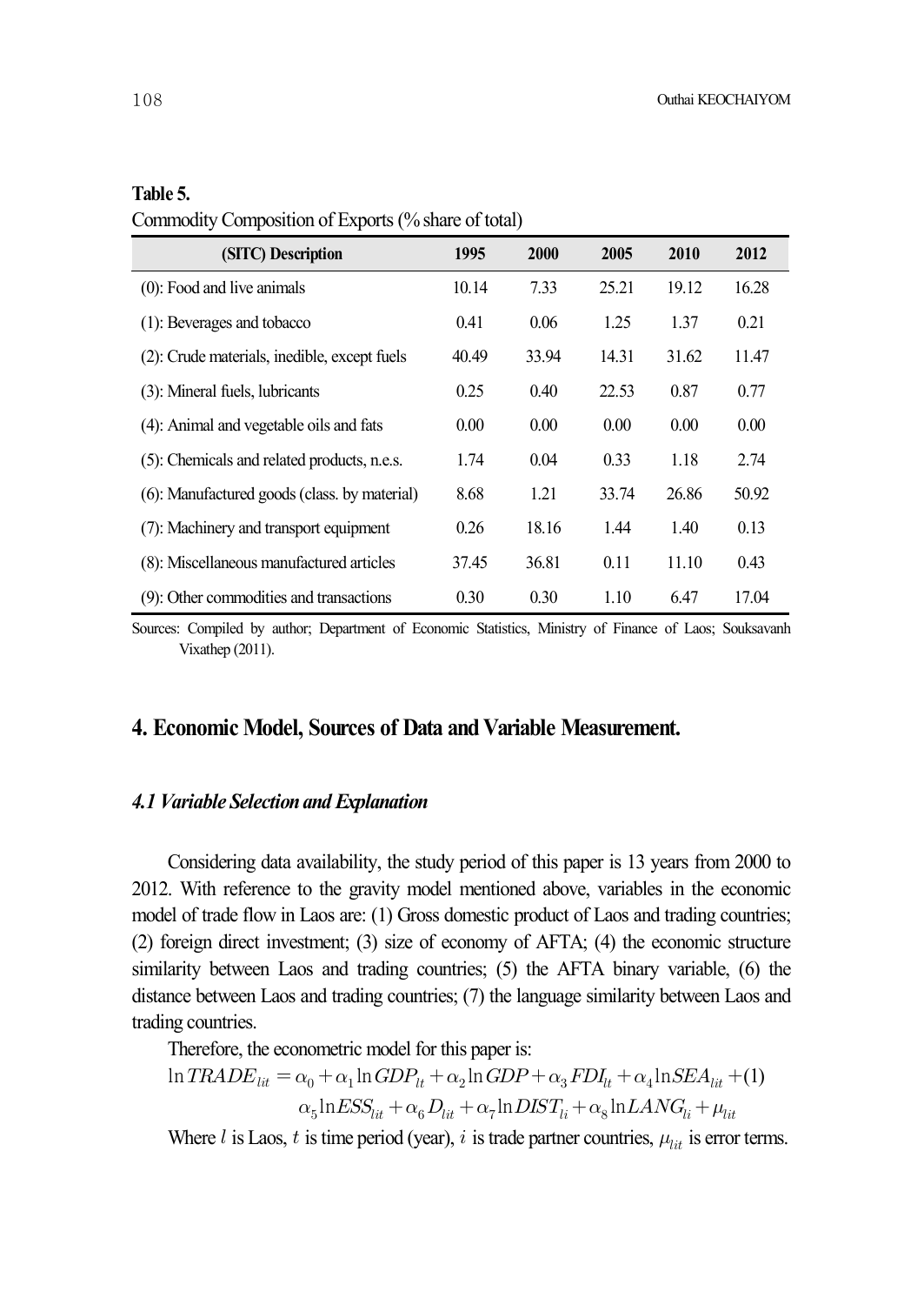**Table 5.**

Commodity Composition of Exports (% share of total)

| (SITC) Description | 1995 | 2000 | 2005 | 2010 | 2012 |
|---|---|---|---|---|---|
| (0): Food and live animals | 10.14 | 7.33 | 25.21 | 19.12 | 16.28 |
| (1): Beverages and tobacco | 0.41 | 0.06 | 1.25 | 1.37 | 0.21 |
| (2): Crude materials, inedible, except fuels | 40.49 | 33.94 | 14.31 | 31.62 | 11.47 |
| (3): Mineral fuels, lubricants | 0.25 | 0.40 | 22.53 | 0.87 | 0.77 |
| (4): Animal and vegetable oils and fats | 0.00 | 0.00 | 0.00 | 0.00 | 0.00 |
| (5): Chemicals and related products, n.e.s. | 1.74 | 0.04 | 0.33 | 1.18 | 2.74 |
| (6): Manufactured goods (class. by material) | 8.68 | 1.21 | 33.74 | 26.86 | 50.92 |
| (7): Machinery and transport equipment | 0.26 | 18.16 | 1.44 | 1.40 | 0.13 |
| (8): Miscellaneous manufactured articles | 37.45 | 36.81 | 0.11 | 11.10 | 0.43 |
| (9): Other commodities and transactions | 0.30 | 0.30 | 1.10 | 6.47 | 17.04 |

Sources: Compiled by author; Department of Economic Statistics, Ministry of Finance of Laos; Souksavanh Vixathep (2011).

## 4. Economic Model, Sources of Data and Variable Measurement.

### *4.1 Variable Selection and Explanation*

Considering data availability, the study period of this paper is 13 years from 2000 to 2012. With reference to the gravity model mentioned above, variables in the economic model of trade flow in Laos are: (1) Gross domestic product of Laos and trading countries; (2) foreign direct investment; (3) size of economy of AFTA; (4) the economic structure similarity between Laos and trading countries; (5) the AFTA binary variable, (6) the distance between Laos and trading countries; (7) the language similarity between Laos and trading countries.

Therefore, the econometric model for this paper is:

$$\ln TRADE_{lit} = \alpha_0 + \alpha_1 \ln GDP_{lt} + \alpha_2 \ln GDP + \alpha_3 FDI_{lt} + \alpha_4 \ln SEA_{lit} + \alpha_5 \ln ESS_{lit} + \alpha_6 D_{lit} + \alpha_7 \ln DIST_{li} + \alpha_8 \ln LANG_{li} + \mu_{lit} \quad (1)$$

Where $l$ is Laos, $t$ is time period (year), $i$ is trade partner countries, $\mu_{lit}$ is error terms.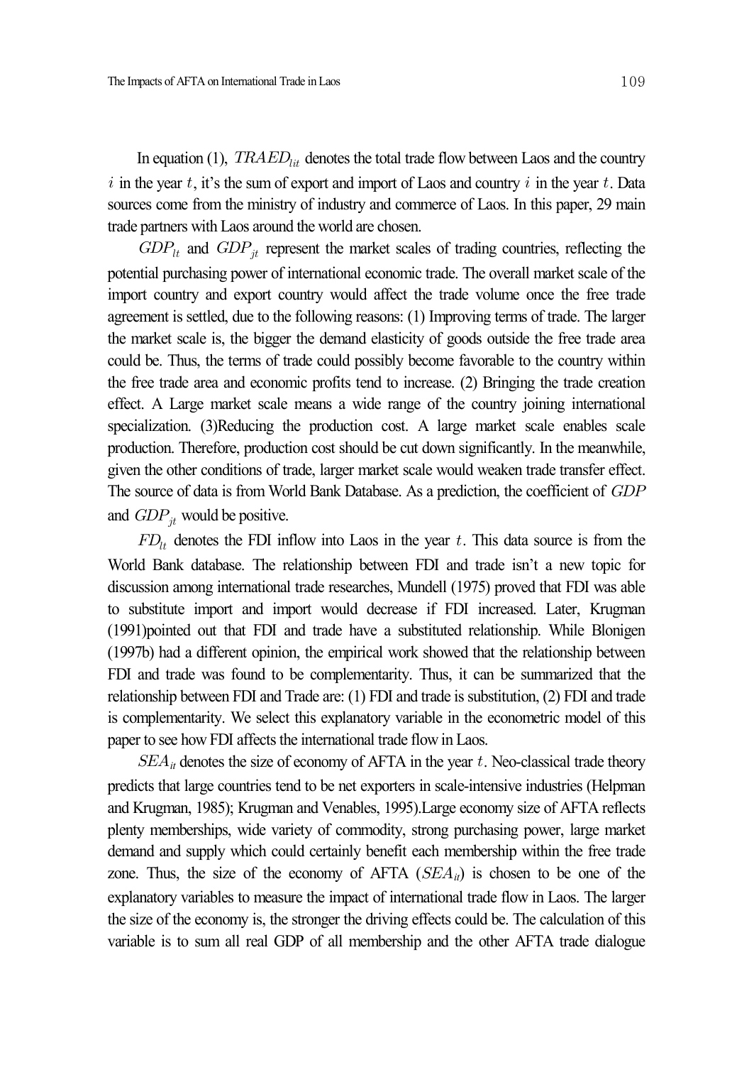In equation (1), $TRAED_{lit}$ denotes the total trade flow between Laos and the country $i$ in the year $t$, it's the sum of export and import of Laos and country $i$ in the year $t$. Data sources come from the ministry of industry and commerce of Laos. In this paper, 29 main trade partners with Laos around the world are chosen.

$GDP_{lt}$ and $GDP_{jt}$ represent the market scales of trading countries, reflecting the potential purchasing power of international economic trade. The overall market scale of the import country and export country would affect the trade volume once the free trade agreement is settled, due to the following reasons: (1) Improving terms of trade. The larger the market scale is, the bigger the demand elasticity of goods outside the free trade area could be. Thus, the terms of trade could possibly become favorable to the country within the free trade area and economic profits tend to increase. (2) Bringing the trade creation effect. A Large market scale means a wide range of the country joining international specialization. (3)Reducing the production cost. A large market scale enables scale production. Therefore, production cost should be cut down significantly. In the meanwhile, given the other conditions of trade, larger market scale would weaken trade transfer effect. The source of data is from World Bank Database. As a prediction, the coefficient of $GDP$ and $GDP_{jt}$ would be positive.

$FD_{lt}$ denotes the FDI inflow into Laos in the year $t$. This data source is from the World Bank database. The relationship between FDI and trade isn't a new topic for discussion among international trade researches, Mundell (1975) proved that FDI was able to substitute import and import would decrease if FDI increased. Later, Krugman (1991)pointed out that FDI and trade have a substituted relationship. While Blonigen (1997b) had a different opinion, the empirical work showed that the relationship between FDI and trade was found to be complementarity. Thus, it can be summarized that the relationship between FDI and Trade are: (1) FDI and trade is substitution, (2) FDI and trade is complementarity. We select this explanatory variable in the econometric model of this paper to see how FDI affects the international trade flow in Laos.

$SEA_{it}$ denotes the size of economy of AFTA in the year $t$. Neo-classical trade theory predicts that large countries tend to be net exporters in scale-intensive industries (Helpman and Krugman, 1985); Krugman and Venables, 1995).Large economy size of AFTA reflects plenty memberships, wide variety of commodity, strong purchasing power, large market demand and supply which could certainly benefit each membership within the free trade zone. Thus, the size of the economy of AFTA ($SEA_{it}$) is chosen to be one of the explanatory variables to measure the impact of international trade flow in Laos. The larger the size of the economy is, the stronger the driving effects could be. The calculation of this variable is to sum all real GDP of all membership and the other AFTA trade dialogue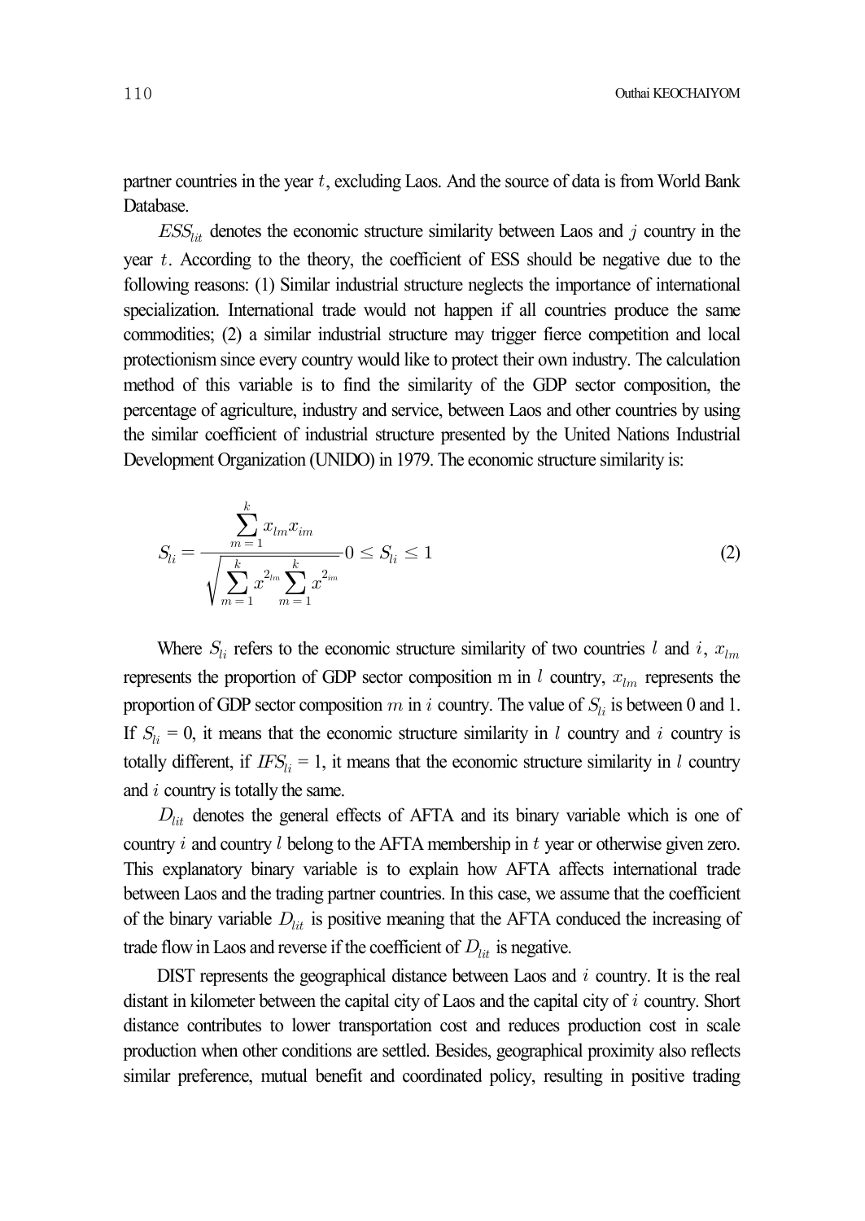partner countries in the year $t$, excluding Laos. And the source of data is from World Bank Database.

$ESS_{lit}$ denotes the economic structure similarity between Laos and $j$ country in the year $t$. According to the theory, the coefficient of ESS should be negative due to the following reasons: (1) Similar industrial structure neglects the importance of international specialization. International trade would not happen if all countries produce the same commodities; (2) a similar industrial structure may trigger fierce competition and local protectionism since every country would like to protect their own industry. The calculation method of this variable is to find the similarity of the GDP sector composition, the percentage of agriculture, industry and service, between Laos and other countries by using the similar coefficient of industrial structure presented by the United Nations Industrial Development Organization (UNIDO) in 1979. The economic structure similarity is:

$$S_{li} = \frac{\sum_{m=1}^{k} x_{lm} x_{im}}{\sqrt{\sum_{m=1}^{k} x^{2_{lm}} \sum_{m=1}^{k} x^{2_{im}}}} 0 \leq S_{li} \leq 1 \tag{2}$$

Where $S_{li}$ refers to the economic structure similarity of two countries $l$ and $i$, $x_{lm}$ represents the proportion of GDP sector composition m in $l$ country, $x_{lm}$ represents the proportion of GDP sector composition $m$ in $i$ country. The value of $S_{li}$ is between 0 and 1. If $S_{li}$ = 0, it means that the economic structure similarity in $l$ country and $i$ country is totally different, if $IFS_{li}$ = 1, it means that the economic structure similarity in $l$ country and $i$ country is totally the same.

$D_{lit}$ denotes the general effects of AFTA and its binary variable which is one of country $i$ and country $l$ belong to the AFTA membership in $t$ year or otherwise given zero. This explanatory binary variable is to explain how AFTA affects international trade between Laos and the trading partner countries. In this case, we assume that the coefficient of the binary variable $D_{lit}$ is positive meaning that the AFTA conduced the increasing of trade flow in Laos and reverse if the coefficient of $D_{lit}$ is negative.

DIST represents the geographical distance between Laos and $i$ country. It is the real distant in kilometer between the capital city of Laos and the capital city of $i$ country. Short distance contributes to lower transportation cost and reduces production cost in scale production when other conditions are settled. Besides, geographical proximity also reflects similar preference, mutual benefit and coordinated policy, resulting in positive trading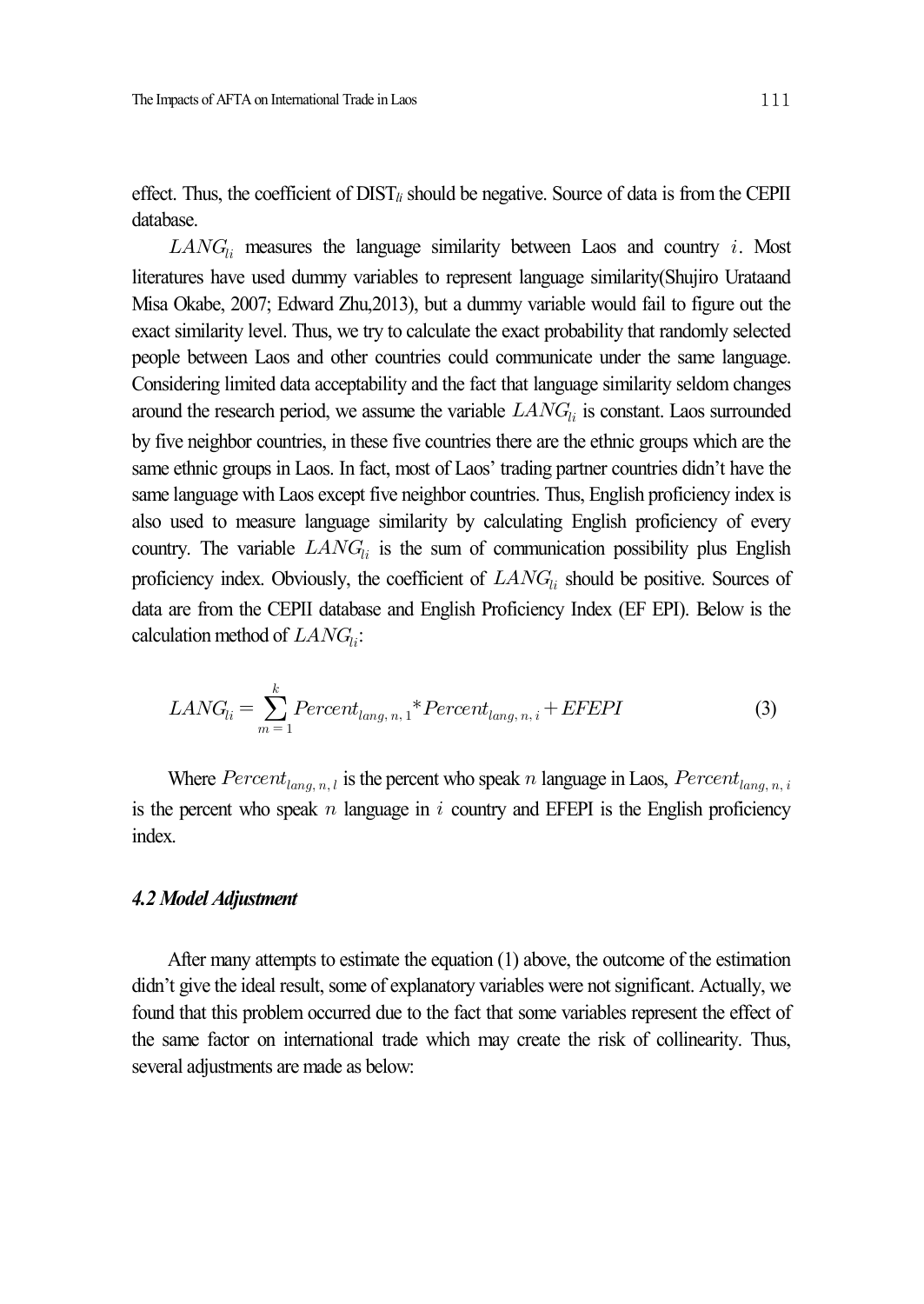effect. Thus, the coefficient of $DIST_{li}$ should be negative. Source of data is from the CEPII database.

$LANG_{li}$ measures the language similarity between Laos and country $i$. Most literatures have used dummy variables to represent language similarity(Shujiro Urataand Misa Okabe, 2007; Edward Zhu,2013), but a dummy variable would fail to figure out the exact similarity level. Thus, we try to calculate the exact probability that randomly selected people between Laos and other countries could communicate under the same language. Considering limited data acceptability and the fact that language similarity seldom changes around the research period, we assume the variable $LANG_{li}$ is constant. Laos surrounded by five neighbor countries, in these five countries there are the ethnic groups which are the same ethnic groups in Laos. In fact, most of Laos' trading partner countries didn't have the same language with Laos except five neighbor countries. Thus, English proficiency index is also used to measure language similarity by calculating English proficiency of every country. The variable $LANG_{li}$ is the sum of communication possibility plus English proficiency index. Obviously, the coefficient of $LANG_{li}$ should be positive. Sources of data are from the CEPII database and English Proficiency Index (EF EPI). Below is the calculation method of $LANG_{li}$:

$$LANG_{li} = \sum_{m=1}^{k} Percent_{lang,\, n,\, 1} {}^{*} Percent_{lang,\, n,\, i} + EFEPI \tag{3}$$

Where $Percent_{lang,\, n,\, l}$ is the percent who speak $n$ language in Laos, $Percent_{lang,\, n,\, i}$ is the percent who speak $n$ language in $i$ country and EFEPI is the English proficiency index.

### *4.2 Model Adjustment*

After many attempts to estimate the equation (1) above, the outcome of the estimation didn't give the ideal result, some of explanatory variables were not significant. Actually, we found that this problem occurred due to the fact that some variables represent the effect of the same factor on international trade which may create the risk of collinearity. Thus, several adjustments are made as below: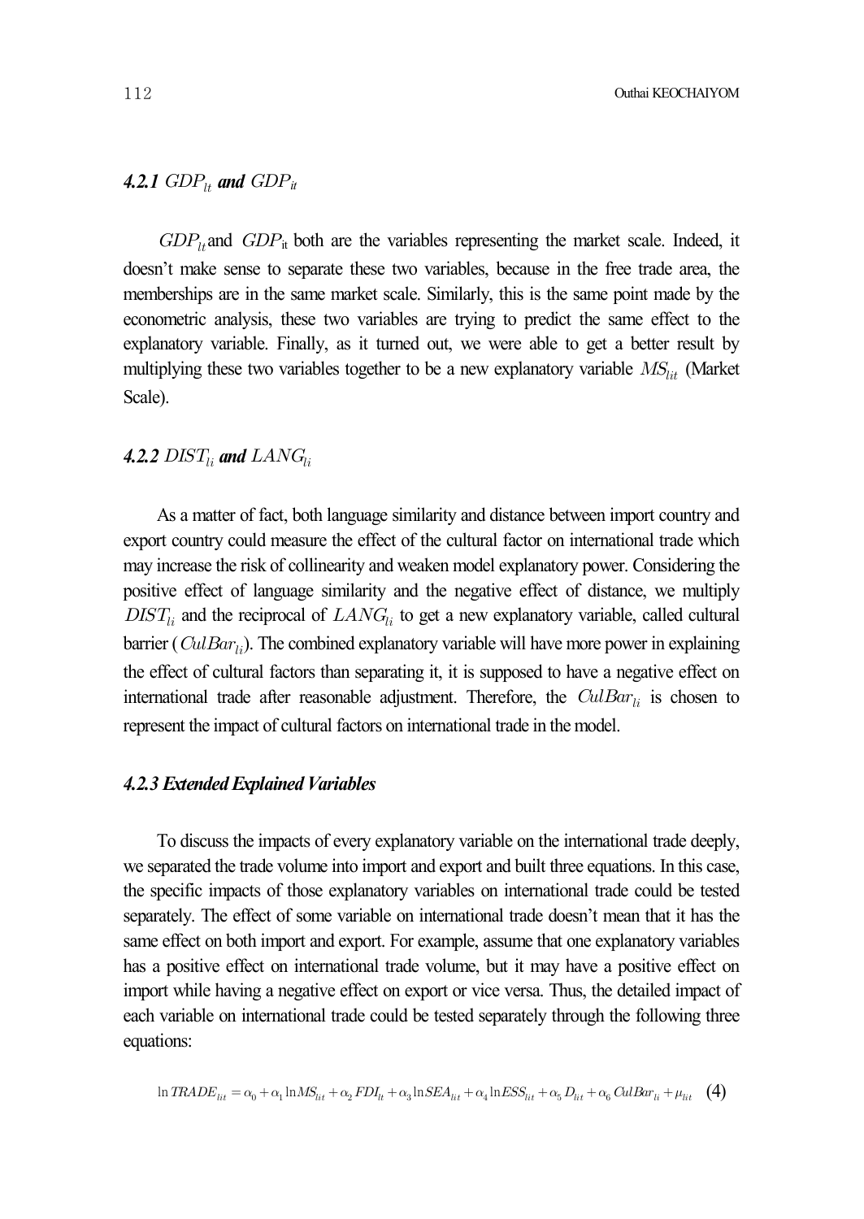#### *4.2.1* $GDP_{lt}$ *and* $GDP_{it}$

$GDP_{lt}$ and $GDP_{it}$ both are the variables representing the market scale. Indeed, it doesn't make sense to separate these two variables, because in the free trade area, the memberships are in the same market scale. Similarly, this is the same point made by the econometric analysis, these two variables are trying to predict the same effect to the explanatory variable. Finally, as it turned out, we were able to get a better result by multiplying these two variables together to be a new explanatory variable $MS_{lit}$ (Market Scale).

#### *4.2.2* $DIST_{li}$ *and* $LANG_{li}$

As a matter of fact, both language similarity and distance between import country and export country could measure the effect of the cultural factor on international trade which may increase the risk of collinearity and weaken model explanatory power. Considering the positive effect of language similarity and the negative effect of distance, we multiply $DIST_{li}$ and the reciprocal of $LANG_{li}$ to get a new explanatory variable, called cultural barrier ($CulBar_{li}$). The combined explanatory variable will have more power in explaining the effect of cultural factors than separating it, it is supposed to have a negative effect on international trade after reasonable adjustment. Therefore, the $CulBar_{li}$ is chosen to represent the impact of cultural factors on international trade in the model.

#### *4.2.3 Extended Explained Variables*

To discuss the impacts of every explanatory variable on the international trade deeply, we separated the trade volume into import and export and built three equations. In this case, the specific impacts of those explanatory variables on international trade could be tested separately. The effect of some variable on international trade doesn't mean that it has the same effect on both import and export. For example, assume that one explanatory variables has a positive effect on international trade volume, but it may have a positive effect on import while having a negative effect on export or vice versa. Thus, the detailed impact of each variable on international trade could be tested separately through the following three equations:

$$\ln TRADE_{lit} = \alpha_0 + \alpha_1 \ln MS_{lit} + \alpha_2 FDI_{lt} + \alpha_3 \ln SEA_{lit} + \alpha_4 \ln ESS_{lit} + \alpha_5 D_{lit} + \alpha_6 CulBar_{li} + \mu_{lit} \quad (4)$$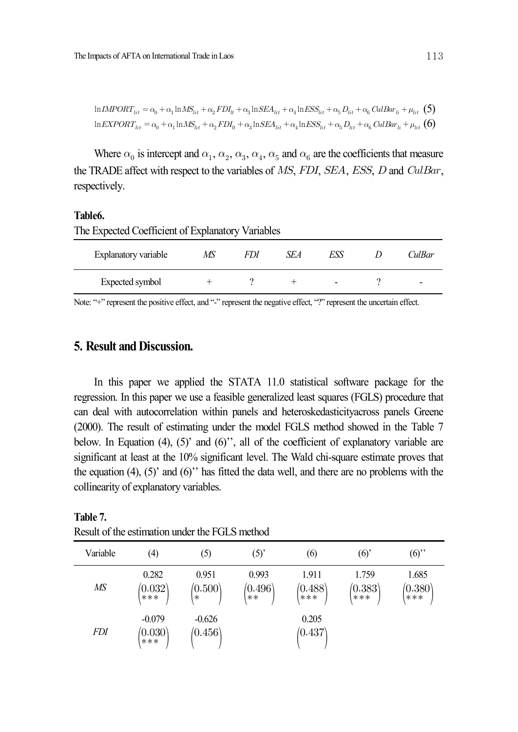$$\ln IMPORT_{lit} = \alpha_0 + \alpha_1 \ln MS_{lit} + \alpha_2 FDI_{lt} + \alpha_3 \ln SEA_{lit} + \alpha_4 \ln ESS_{lit} + \alpha_5 D_{lit} + \alpha_6 CulBar_{li} + \mu_{lit} \quad (5)$$

$$\ln EXPORT_{lit} = \alpha_0 + \alpha_1 \ln MS_{lit} + \alpha_2 FDI_{lt} + \alpha_3 \ln SEA_{lit} + \alpha_4 \ln ESS_{lit} + \alpha_5 D_{lit} + \alpha_6 CulBar_{li} + \mu_{lit} \quad (6)$$

Where $\alpha_0$ is intercept and $\alpha_1$, $\alpha_2$, $\alpha_3$, $\alpha_4$, $\alpha_5$ and $\alpha_6$ are the coefficients that measure the TRADE affect with respect to the variables of $MS$, $FDI$, $SEA$, $ESS$, $D$ and $CulBar$, respectively.

**Table6.**

The Expected Coefficient of Explanatory Variables

| Explanatory variable | *MS* | *FDI* | *SEA* | *ESS* | *D* | *CulBar* |
|---|---|---|---|---|---|---|
| Expected symbol | + | ? | + | - | ? | - |

Note: "+" represent the positive effect, and "-" represent the negative effect, "?" represent the uncertain effect.

## 5. Result and Discussion.

In this paper we applied the STATA 11.0 statistical software package for the regression. In this paper we use a feasible generalized least squares (FGLS) procedure that can deal with autocorrelation within panels and heteroskedasticityacross panels Greene (2000). The result of estimating under the model FGLS method showed in the Table 7 below. In Equation (4), (5)' and (6)'', all of the coefficient of explanatory variable are significant at least at the 10% significant level. The Wald chi-square estimate proves that the equation (4), (5)' and (6)'' has fitted the data well, and there are no problems with the collinearity of explanatory variables.

**Table 7.**

Result of the estimation under the FGLS method

| Variable | (4) | (5) | (5)' | (6) | (6)' | (6)'' |
|---|---|---|---|---|---|---|
| *MS* | 0.282 (0.032) *** | 0.951 (0.500) * | 0.993 (0.496) ** | 1.911 (0.488) *** | 1.759 (0.383) *** | 1.685 (0.380) *** |
| *FDI* | -0.079 (0.030) *** | -0.626 (0.456) | | 0.205 (0.437) | | |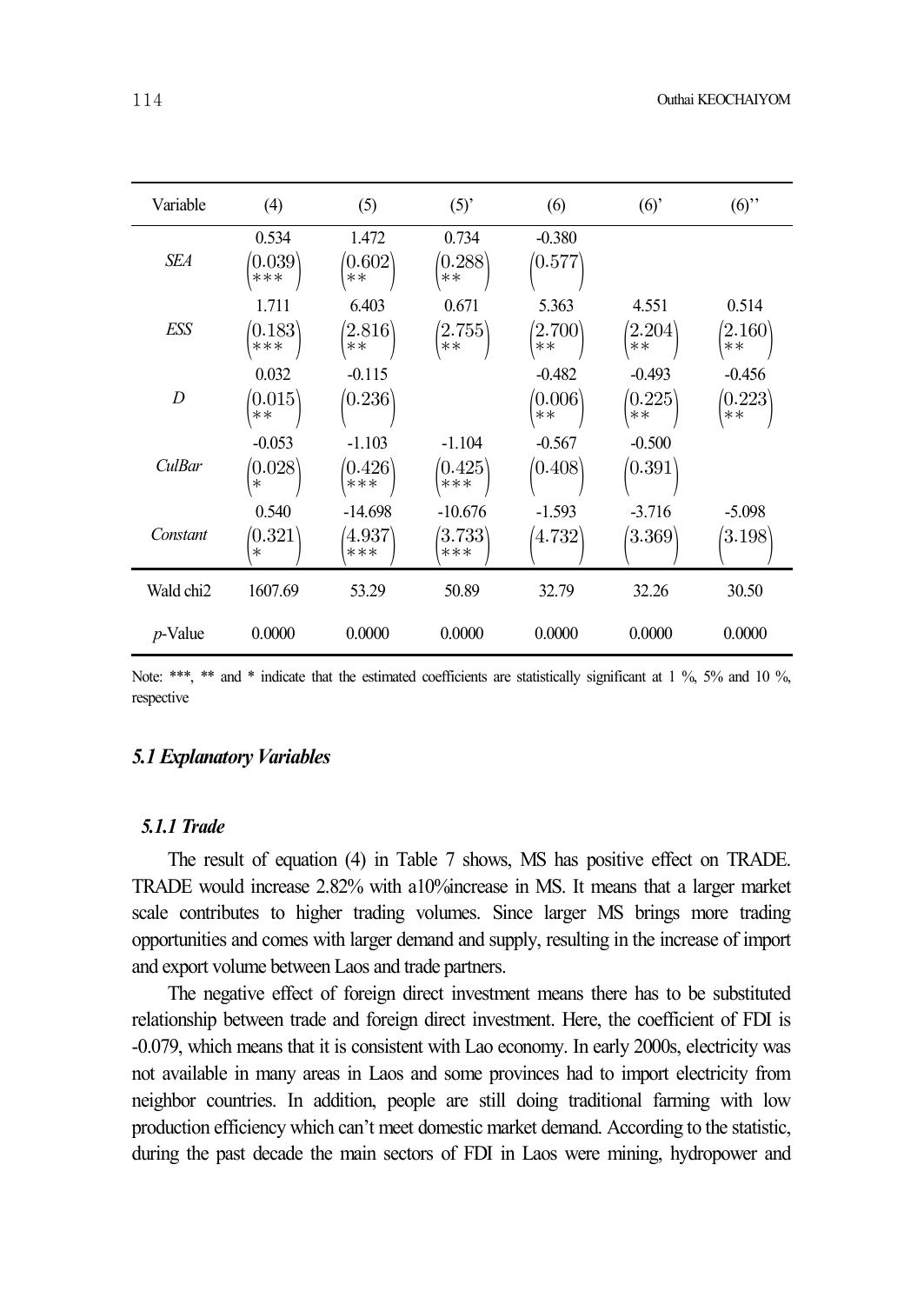| Variable | (4) | (5) | (5)' | (6) | (6)' | (6)'' |
|---|---|---|---|---|---|---|
| *SEA* | 0.534 (0.039) *** | 1.472 (0.602) ** | 0.734 (0.288) ** | -0.380 (0.577) | | |
| *ESS* | 1.711 (0.183) *** | 6.403 (2.816) ** | 0.671 (2.755) ** | 5.363 (2.700) ** | 4.551 (2.204) ** | 0.514 (2.160) ** |
| *D* | 0.032 (0.015) ** | -0.115 (0.236) | | -0.482 (0.006) ** | -0.493 (0.225) ** | -0.456 (0.223) ** |
| *CulBar* | -0.053 (0.028) * | -1.103 (0.426) *** | -1.104 (0.425) *** | -0.567 (0.408) | -0.500 (0.391) | |
| *Constant* | 0.540 (0.321) * | -14.698 (4.937) *** | -10.676 (3.733) *** | -1.593 (4.732) | -3.716 (3.369) | -5.098 (3.198) |
| Wald chi2 | 1607.69 | 53.29 | 50.89 | 32.79 | 32.26 | 30.50 |
| *p*-Value | 0.0000 | 0.0000 | 0.0000 | 0.0000 | 0.0000 | 0.0000 |

Note: ***, ** and * indicate that the estimated coefficients are statistically significant at 1 %, 5% and 10 %, respective

### *5.1 Explanatory Variables*

#### *5.1.1 Trade*

The result of equation (4) in Table 7 shows, MS has positive effect on TRADE. TRADE would increase 2.82% with a10%increase in MS. It means that a larger market scale contributes to higher trading volumes. Since larger MS brings more trading opportunities and comes with larger demand and supply, resulting in the increase of import and export volume between Laos and trade partners.

The negative effect of foreign direct investment means there has to be substituted relationship between trade and foreign direct investment. Here, the coefficient of FDI is -0.079, which means that it is consistent with Lao economy. In early 2000s, electricity was not available in many areas in Laos and some provinces had to import electricity from neighbor countries. In addition, people are still doing traditional farming with low production efficiency which can't meet domestic market demand. According to the statistic, during the past decade the main sectors of FDI in Laos were mining, hydropower and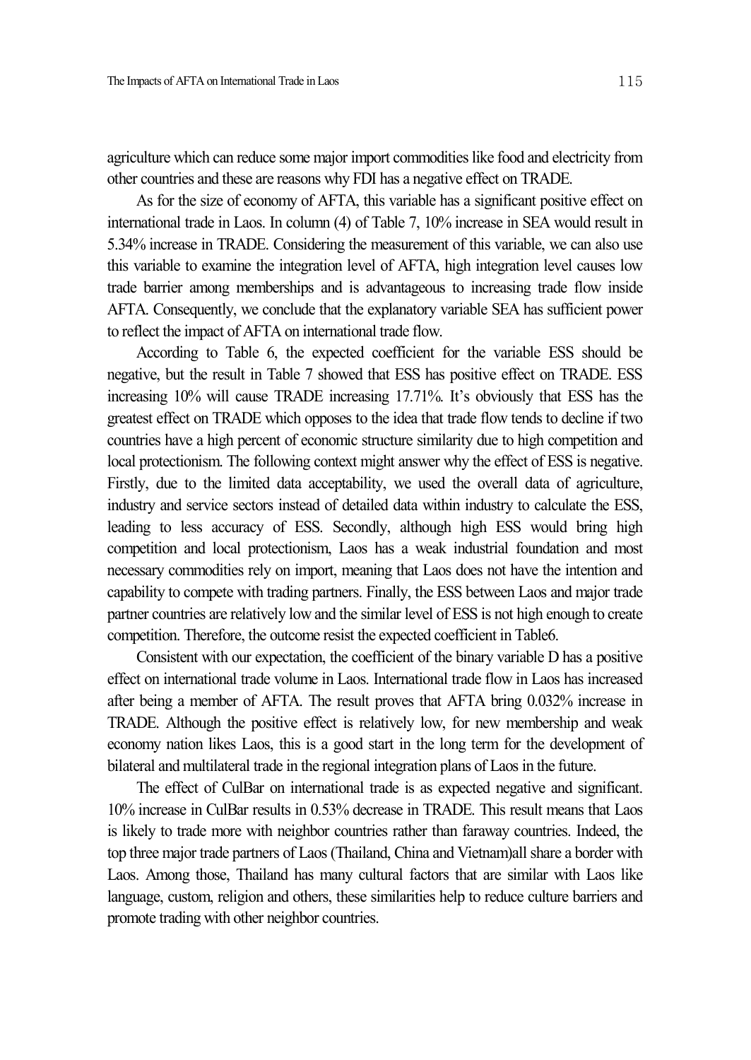agriculture which can reduce some major import commodities like food and electricity from other countries and these are reasons why FDI has a negative effect on TRADE.

As for the size of economy of AFTA, this variable has a significant positive effect on international trade in Laos. In column (4) of Table 7, 10% increase in SEA would result in 5.34% increase in TRADE. Considering the measurement of this variable, we can also use this variable to examine the integration level of AFTA, high integration level causes low trade barrier among memberships and is advantageous to increasing trade flow inside AFTA. Consequently, we conclude that the explanatory variable SEA has sufficient power to reflect the impact of AFTA on international trade flow.

According to Table 6, the expected coefficient for the variable ESS should be negative, but the result in Table 7 showed that ESS has positive effect on TRADE. ESS increasing 10% will cause TRADE increasing 17.71%. It's obviously that ESS has the greatest effect on TRADE which opposes to the idea that trade flow tends to decline if two countries have a high percent of economic structure similarity due to high competition and local protectionism. The following context might answer why the effect of ESS is negative. Firstly, due to the limited data acceptability, we used the overall data of agriculture, industry and service sectors instead of detailed data within industry to calculate the ESS, leading to less accuracy of ESS. Secondly, although high ESS would bring high competition and local protectionism, Laos has a weak industrial foundation and most necessary commodities rely on import, meaning that Laos does not have the intention and capability to compete with trading partners. Finally, the ESS between Laos and major trade partner countries are relatively low and the similar level of ESS is not high enough to create competition. Therefore, the outcome resist the expected coefficient in Table6.

Consistent with our expectation, the coefficient of the binary variable D has a positive effect on international trade volume in Laos. International trade flow in Laos has increased after being a member of AFTA. The result proves that AFTA bring 0.032% increase in TRADE. Although the positive effect is relatively low, for new membership and weak economy nation likes Laos, this is a good start in the long term for the development of bilateral and multilateral trade in the regional integration plans of Laos in the future.

The effect of CulBar on international trade is as expected negative and significant. 10% increase in CulBar results in 0.53% decrease in TRADE. This result means that Laos is likely to trade more with neighbor countries rather than faraway countries. Indeed, the top three major trade partners of Laos (Thailand, China and Vietnam)all share a border with Laos. Among those, Thailand has many cultural factors that are similar with Laos like language, custom, religion and others, these similarities help to reduce culture barriers and promote trading with other neighbor countries.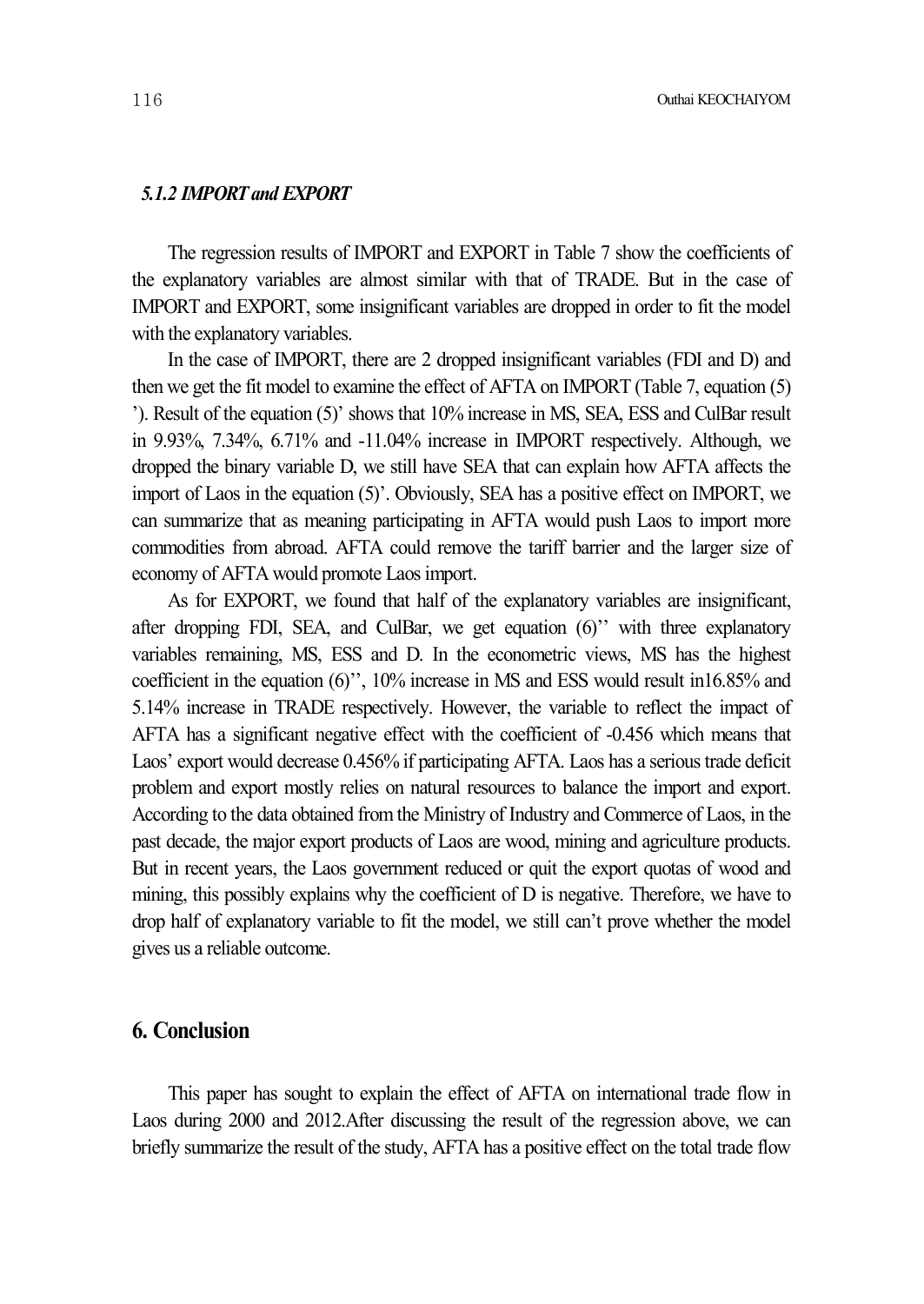### *5.1.2 IMPORT and EXPORT*

The regression results of IMPORT and EXPORT in Table 7 show the coefficients of the explanatory variables are almost similar with that of TRADE. But in the case of IMPORT and EXPORT, some insignificant variables are dropped in order to fit the model with the explanatory variables.

In the case of IMPORT, there are 2 dropped insignificant variables (FDI and D) and then we get the fit model to examine the effect of AFTA on IMPORT (Table 7, equation (5) '). Result of the equation (5)' shows that 10% increase in MS, SEA, ESS and CulBar result in 9.93%, 7.34%, 6.71% and -11.04% increase in IMPORT respectively. Although, we dropped the binary variable D, we still have SEA that can explain how AFTA affects the import of Laos in the equation (5)'. Obviously, SEA has a positive effect on IMPORT, we can summarize that as meaning participating in AFTA would push Laos to import more commodities from abroad. AFTA could remove the tariff barrier and the larger size of economy of AFTA would promote Laos import.

As for EXPORT, we found that half of the explanatory variables are insignificant, after dropping FDI, SEA, and CulBar, we get equation (6)'' with three explanatory variables remaining, MS, ESS and D. In the econometric views, MS has the highest coefficient in the equation (6)'', 10% increase in MS and ESS would result in16.85% and 5.14% increase in TRADE respectively. However, the variable to reflect the impact of AFTA has a significant negative effect with the coefficient of -0.456 which means that Laos' export would decrease 0.456% if participating AFTA. Laos has a serious trade deficit problem and export mostly relies on natural resources to balance the import and export. According to the data obtained from the Ministry of Industry and Commerce of Laos, in the past decade, the major export products of Laos are wood, mining and agriculture products. But in recent years, the Laos government reduced or quit the export quotas of wood and mining, this possibly explains why the coefficient of D is negative. Therefore, we have to drop half of explanatory variable to fit the model, we still can't prove whether the model gives us a reliable outcome.

## 6. Conclusion

This paper has sought to explain the effect of AFTA on international trade flow in Laos during 2000 and 2012.After discussing the result of the regression above, we can briefly summarize the result of the study, AFTA has a positive effect on the total trade flow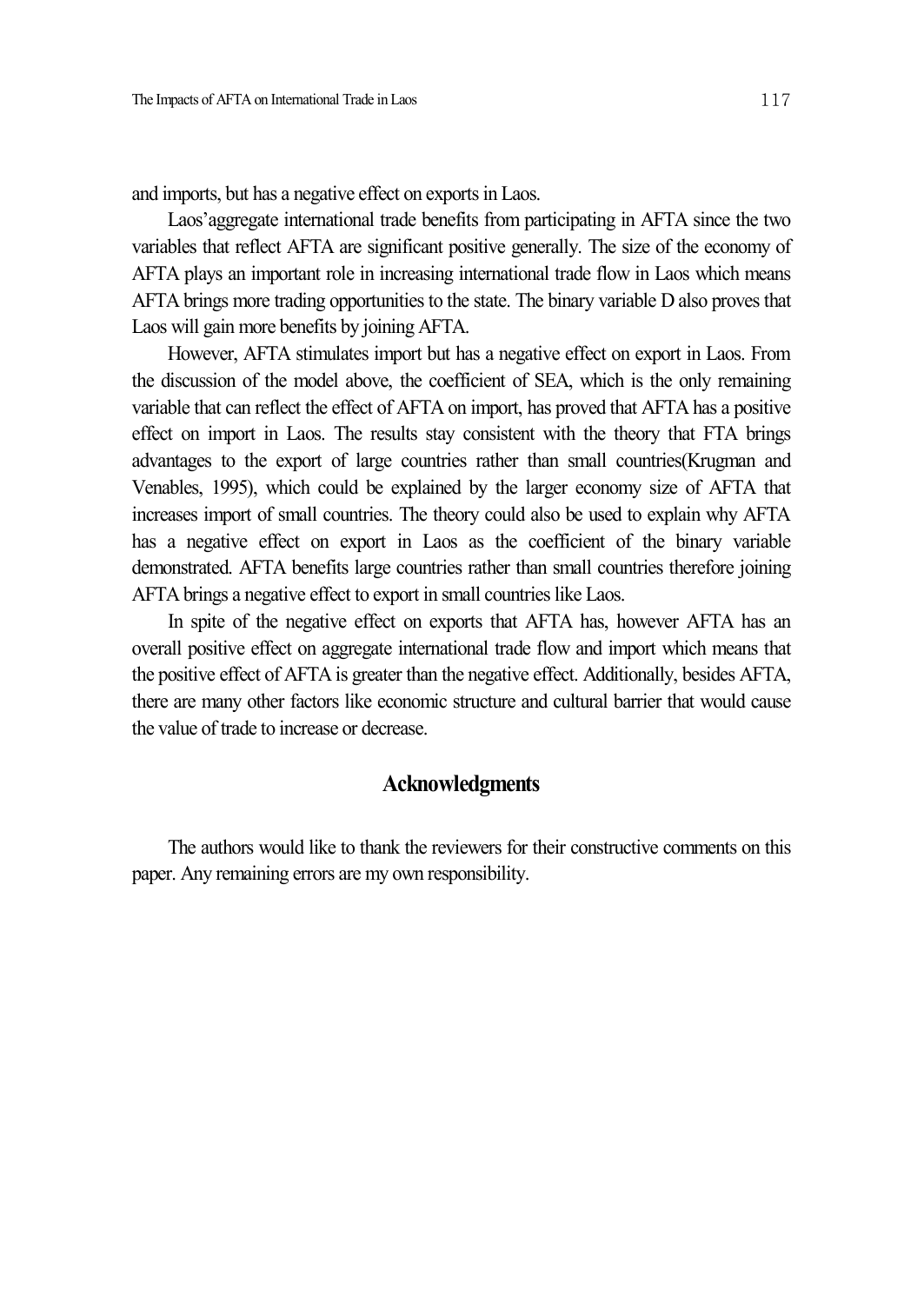and imports, but has a negative effect on exports in Laos.

Laos'aggregate international trade benefits from participating in AFTA since the two variables that reflect AFTA are significant positive generally. The size of the economy of AFTA plays an important role in increasing international trade flow in Laos which means AFTA brings more trading opportunities to the state. The binary variable D also proves that Laos will gain more benefits by joining AFTA.

However, AFTA stimulates import but has a negative effect on export in Laos. From the discussion of the model above, the coefficient of SEA, which is the only remaining variable that can reflect the effect of AFTA on import, has proved that AFTA has a positive effect on import in Laos. The results stay consistent with the theory that FTA brings advantages to the export of large countries rather than small countries(Krugman and Venables, 1995), which could be explained by the larger economy size of AFTA that increases import of small countries. The theory could also be used to explain why AFTA has a negative effect on export in Laos as the coefficient of the binary variable demonstrated. AFTA benefits large countries rather than small countries therefore joining AFTA brings a negative effect to export in small countries like Laos.

In spite of the negative effect on exports that AFTA has, however AFTA has an overall positive effect on aggregate international trade flow and import which means that the positive effect of AFTA is greater than the negative effect. Additionally, besides AFTA, there are many other factors like economic structure and cultural barrier that would cause the value of trade to increase or decrease.

## Acknowledgments

The authors would like to thank the reviewers for their constructive comments on this paper. Any remaining errors are my own responsibility.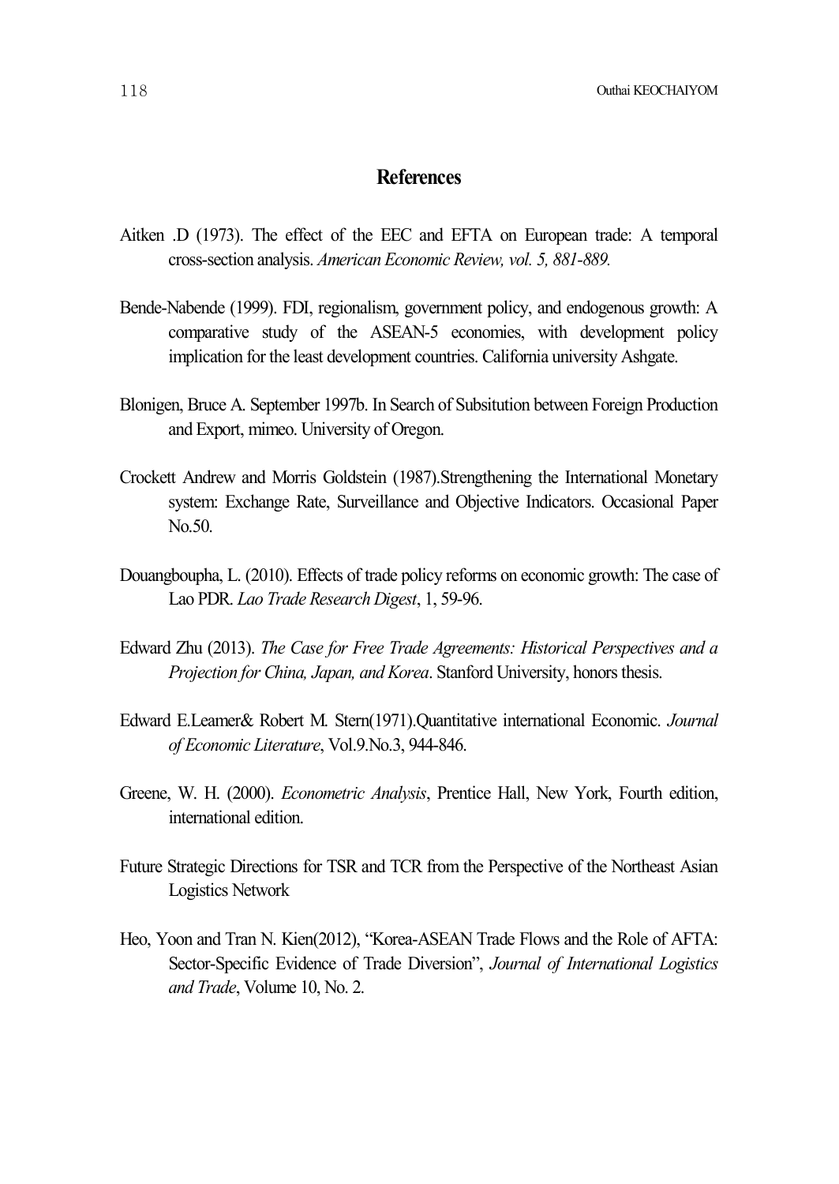## References

Aitken .D (1973). The effect of the EEC and EFTA on European trade: A temporal cross-section analysis. *American Economic Review, vol. 5, 881-889.*

Bende-Nabende (1999). FDI, regionalism, government policy, and endogenous growth: A comparative study of the ASEAN-5 economies, with development policy implication for the least development countries. California university Ashgate.

Blonigen, Bruce A. September 1997b. In Search of Subsitution between Foreign Production and Export, mimeo. University of Oregon.

Crockett Andrew and Morris Goldstein (1987).Strengthening the International Monetary system: Exchange Rate, Surveillance and Objective Indicators. Occasional Paper No.50.

Douangboupha, L. (2010). Effects of trade policy reforms on economic growth: The case of Lao PDR. *Lao Trade Research Digest*, 1, 59-96.

Edward Zhu (2013). *The Case for Free Trade Agreements: Historical Perspectives and a Projection for China, Japan, and Korea*. Stanford University, honors thesis.

Edward E.Leamer& Robert M. Stern(1971).Quantitative international Economic. *Journal of Economic Literature*, Vol.9.No.3, 944-846.

Greene, W. H. (2000). *Econometric Analysis*, Prentice Hall, New York, Fourth edition, international edition.

Future Strategic Directions for TSR and TCR from the Perspective of the Northeast Asian Logistics Network

Heo, Yoon and Tran N. Kien(2012), "Korea-ASEAN Trade Flows and the Role of AFTA: Sector-Specific Evidence of Trade Diversion", *Journal of International Logistics and Trade*, Volume 10, No. 2.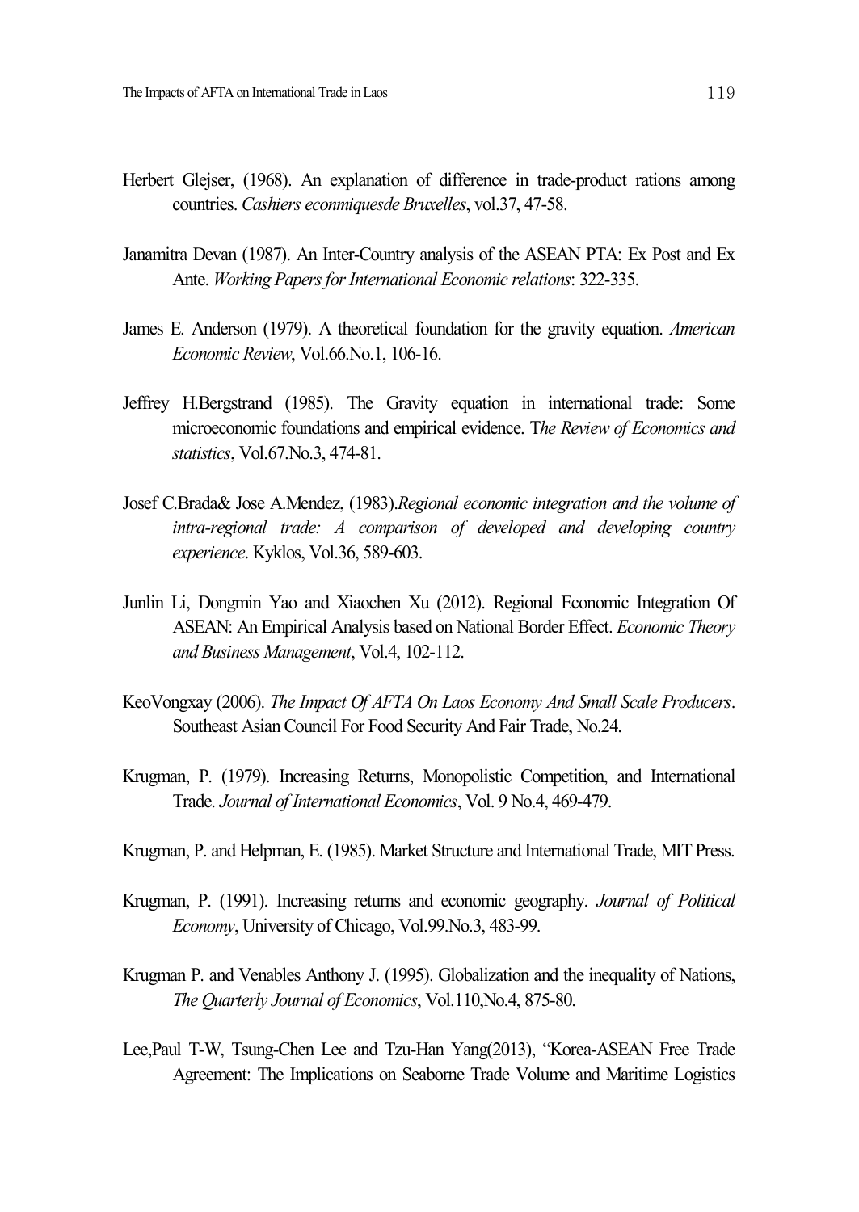Herbert Glejser, (1968). An explanation of difference in trade-product rations among countries. *Cashiers econmiquesde Bruxelles*, vol.37, 47-58.

Janamitra Devan (1987). An Inter-Country analysis of the ASEAN PTA: Ex Post and Ex Ante. *Working Papers for International Economic relations*: 322-335.

James E. Anderson (1979). A theoretical foundation for the gravity equation. *American Economic Review*, Vol.66.No.1, 106-16.

Jeffrey H.Bergstrand (1985). The Gravity equation in international trade: Some microeconomic foundations and empirical evidence. T*he Review of Economics and statistics*, Vol.67.No.3, 474-81.

Josef C.Brada& Jose A.Mendez, (1983).*Regional economic integration and the volume of intra-regional trade: A comparison of developed and developing country experience*. Kyklos, Vol.36, 589-603.

Junlin Li, Dongmin Yao and Xiaochen Xu (2012). Regional Economic Integration Of ASEAN: An Empirical Analysis based on National Border Effect. *Economic Theory and Business Management*, Vol.4, 102-112.

KeoVongxay (2006). *The Impact Of AFTA On Laos Economy And Small Scale Producers*. Southeast Asian Council For Food Security And Fair Trade, No.24.

Krugman, P. (1979). Increasing Returns, Monopolistic Competition, and International Trade. *Journal of International Economics*, Vol. 9 No.4, 469-479.

Krugman, P. and Helpman, E. (1985). Market Structure and International Trade, MIT Press.

Krugman, P. (1991). Increasing returns and economic geography. *Journal of Political Economy*, University of Chicago, Vol.99.No.3, 483-99.

Krugman P. and Venables Anthony J. (1995). Globalization and the inequality of Nations, *The Quarterly Journal of Economics*, Vol.110,No.4, 875-80.

Lee,Paul T-W, Tsung-Chen Lee and Tzu-Han Yang(2013), "Korea-ASEAN Free Trade Agreement: The Implications on Seaborne Trade Volume and Maritime Logistics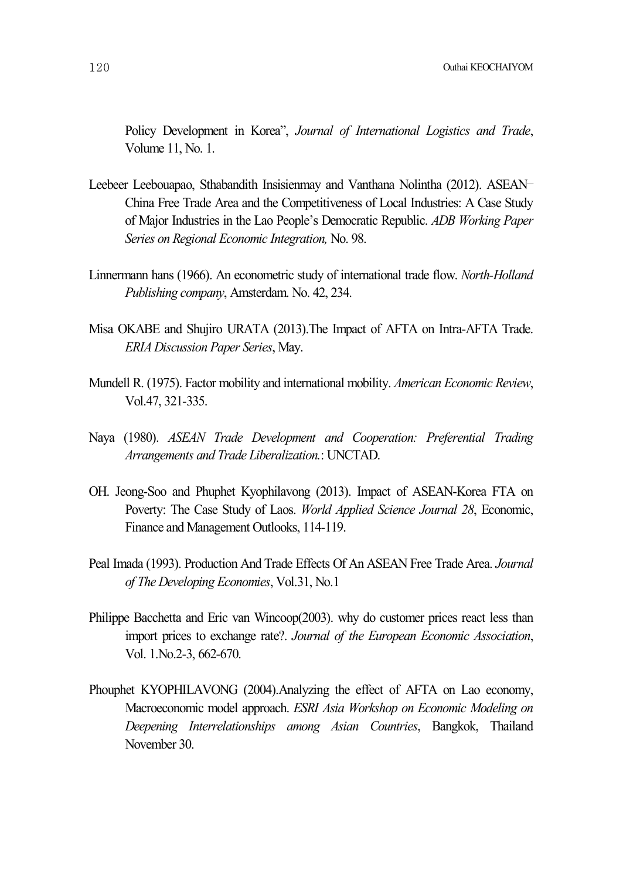Policy Development in Korea", *Journal of International Logistics and Trade*, Volume 11, No. 1.

Leebeer Leebouapao, Sthabandith Insisienmay and Vanthana Nolintha (2012). ASEAN–China Free Trade Area and the Competitiveness of Local Industries: A Case Study of Major Industries in the Lao People's Democratic Republic. *ADB Working Paper Series on Regional Economic Integration,* No. 98.

Linnermann hans (1966). An econometric study of international trade flow. *North-Holland Publishing company*, Amsterdam. No. 42, 234.

Misa OKABE and Shujiro URATA (2013).The Impact of AFTA on Intra-AFTA Trade. *ERIA Discussion Paper Series*, May.

Mundell R. (1975). Factor mobility and international mobility. *American Economic Review*, Vol.47, 321-335.

Naya (1980). *ASEAN Trade Development and Cooperation: Preferential Trading Arrangements and Trade Liberalization.*: UNCTAD.

OH. Jeong-Soo and Phuphet Kyophilavong (2013). Impact of ASEAN-Korea FTA on Poverty: The Case Study of Laos. *World Applied Science Journal 28*, Economic, Finance and Management Outlooks, 114-119.

Peal Imada (1993). Production And Trade Effects Of An ASEAN Free Trade Area. *Journal of The Developing Economies*, Vol.31, No.1

Philippe Bacchetta and Eric van Wincoop(2003). why do customer prices react less than import prices to exchange rate?. *Journal of the European Economic Association*, Vol. 1.No.2-3, 662-670.

Phouphet KYOPHILAVONG (2004).Analyzing the effect of AFTA on Lao economy, Macroeconomic model approach. *ESRI Asia Workshop on Economic Modeling on Deepening Interrelationships among Asian Countries*, Bangkok, Thailand November 30.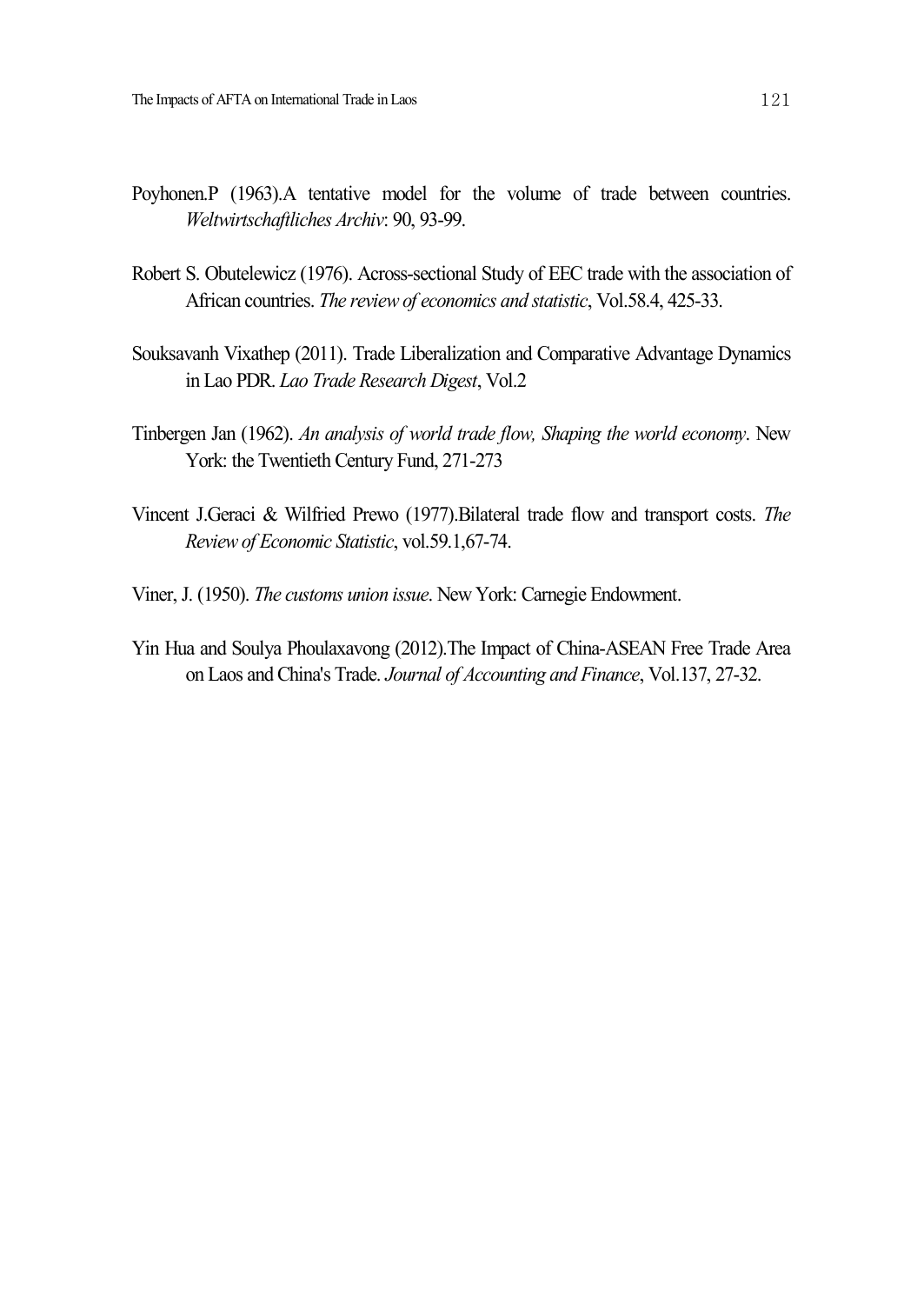Poyhonen.P (1963).A tentative model for the volume of trade between countries. *Weltwirtschaftliches Archiv*: 90, 93-99.

Robert S. Obutelewicz (1976). Across-sectional Study of EEC trade with the association of African countries. *The review of economics and statistic*, Vol.58.4, 425-33.

Souksavanh Vixathep (2011). Trade Liberalization and Comparative Advantage Dynamics in Lao PDR. *Lao Trade Research Digest*, Vol.2

Tinbergen Jan (1962). *An analysis of world trade flow, Shaping the world economy*. New York: the Twentieth Century Fund, 271-273

Vincent J.Geraci & Wilfried Prewo (1977).Bilateral trade flow and transport costs. *The Review of Economic Statistic*, vol.59.1,67-74.

Viner, J. (1950). *The customs union issue*. New York: Carnegie Endowment.

Yin Hua and Soulya Phoulaxavong (2012).The Impact of China-ASEAN Free Trade Area on Laos and China's Trade. *Journal of Accounting and Finance*, Vol.137, 27-32.